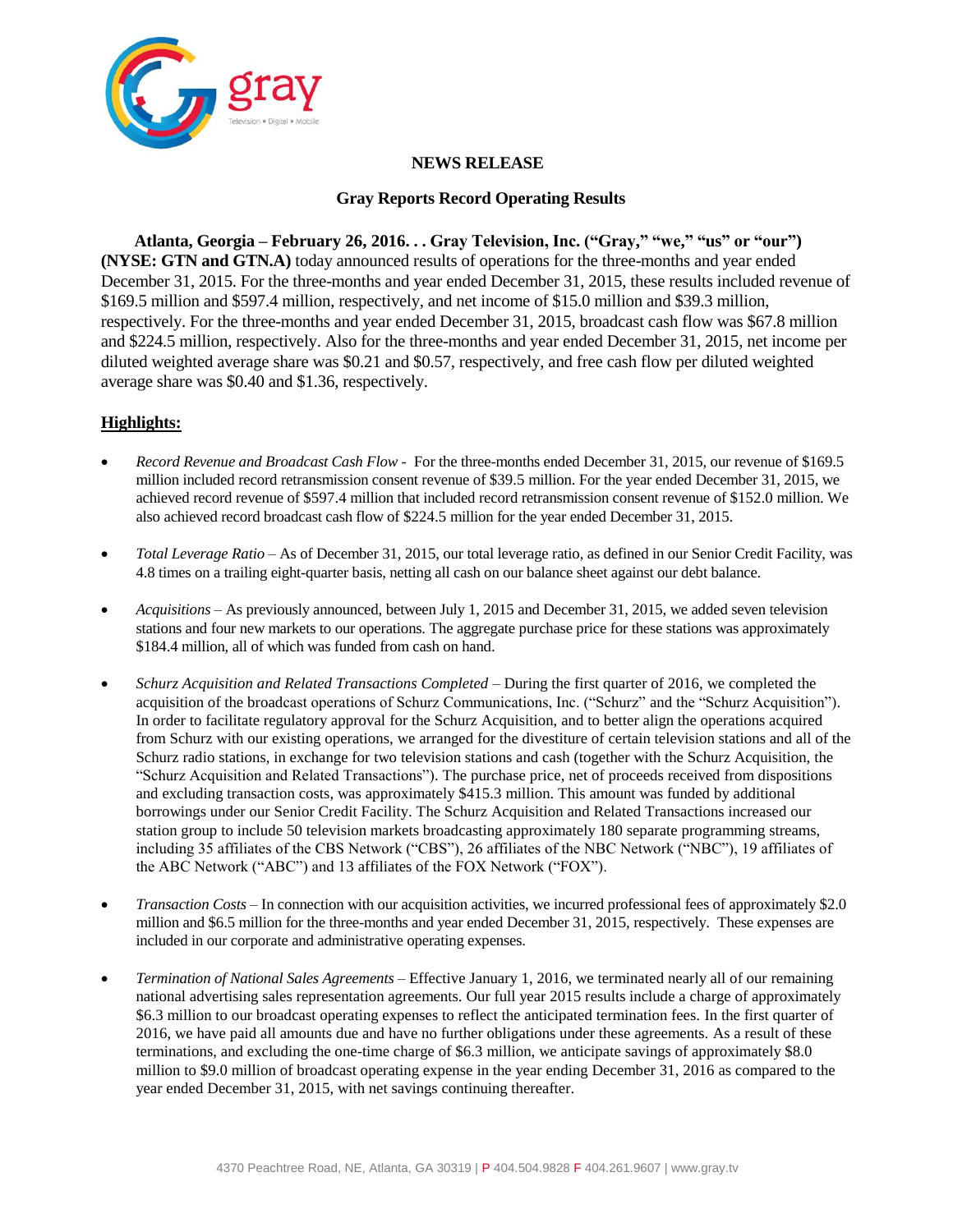## NEWS RELEASE

## Gray Reports Record Operating Results

**Atlanta, Georgia – February 26, 2016. . . Gray Television, Inc. ("Gray," "we," "us" or "our") (NYSE: GTN and GTN.A)** today announced results of operations for the three-months and year ended December 31, 2015. For the three-months and year ended December 31, 2015, these results included revenue of $169.5 million and $597.4 million, respectively, and net income of $15.0 million and $39.3 million, respectively. For the three-months and year ended December 31, 2015, broadcast cash flow was $67.8 million and $224.5 million, respectively. Also for the three-months and year ended December 31, 2015, net income per diluted weighted average share was $0.21 and $0.57, respectively, and free cash flow per diluted weighted average share was $0.40 and $1.36, respectively.

### Highlights:

- *Record Revenue and Broadcast Cash Flow* - For the three-months ended December 31, 2015, our revenue of $169.5 million included record retransmission consent revenue of $39.5 million. For the year ended December 31, 2015, we achieved record revenue of $597.4 million that included record retransmission consent revenue of $152.0 million. We also achieved record broadcast cash flow of $224.5 million for the year ended December 31, 2015.

- *Total Leverage Ratio* – As of December 31, 2015, our total leverage ratio, as defined in our Senior Credit Facility, was 4.8 times on a trailing eight-quarter basis, netting all cash on our balance sheet against our debt balance.

- *Acquisitions* – As previously announced, between July 1, 2015 and December 31, 2015, we added seven television stations and four new markets to our operations. The aggregate purchase price for these stations was approximately $184.4 million, all of which was funded from cash on hand.

- *Schurz Acquisition and Related Transactions Completed* – During the first quarter of 2016, we completed the acquisition of the broadcast operations of Schurz Communications, Inc. ("Schurz" and the "Schurz Acquisition"). In order to facilitate regulatory approval for the Schurz Acquisition, and to better align the operations acquired from Schurz with our existing operations, we arranged for the divestiture of certain television stations and all of the Schurz radio stations, in exchange for two television stations and cash (together with the Schurz Acquisition, the "Schurz Acquisition and Related Transactions"). The purchase price, net of proceeds received from dispositions and excluding transaction costs, was approximately $415.3 million. This amount was funded by additional borrowings under our Senior Credit Facility. The Schurz Acquisition and Related Transactions increased our station group to include 50 television markets broadcasting approximately 180 separate programming streams, including 35 affiliates of the CBS Network ("CBS"), 26 affiliates of the NBC Network ("NBC"), 19 affiliates of the ABC Network ("ABC") and 13 affiliates of the FOX Network ("FOX").

- *Transaction Costs* – In connection with our acquisition activities, we incurred professional fees of approximately $2.0 million and $6.5 million for the three-months and year ended December 31, 2015, respectively. These expenses are included in our corporate and administrative operating expenses.

- *Termination of National Sales Agreements* – Effective January 1, 2016, we terminated nearly all of our remaining national advertising sales representation agreements. Our full year 2015 results include a charge of approximately $6.3 million to our broadcast operating expenses to reflect the anticipated termination fees. In the first quarter of 2016, we have paid all amounts due and have no further obligations under these agreements. As a result of these terminations, and excluding the one-time charge of $6.3 million, we anticipate savings of approximately $8.0 million to $9.0 million of broadcast operating expense in the year ending December 31, 2016 as compared to the year ended December 31, 2015, with net savings continuing thereafter.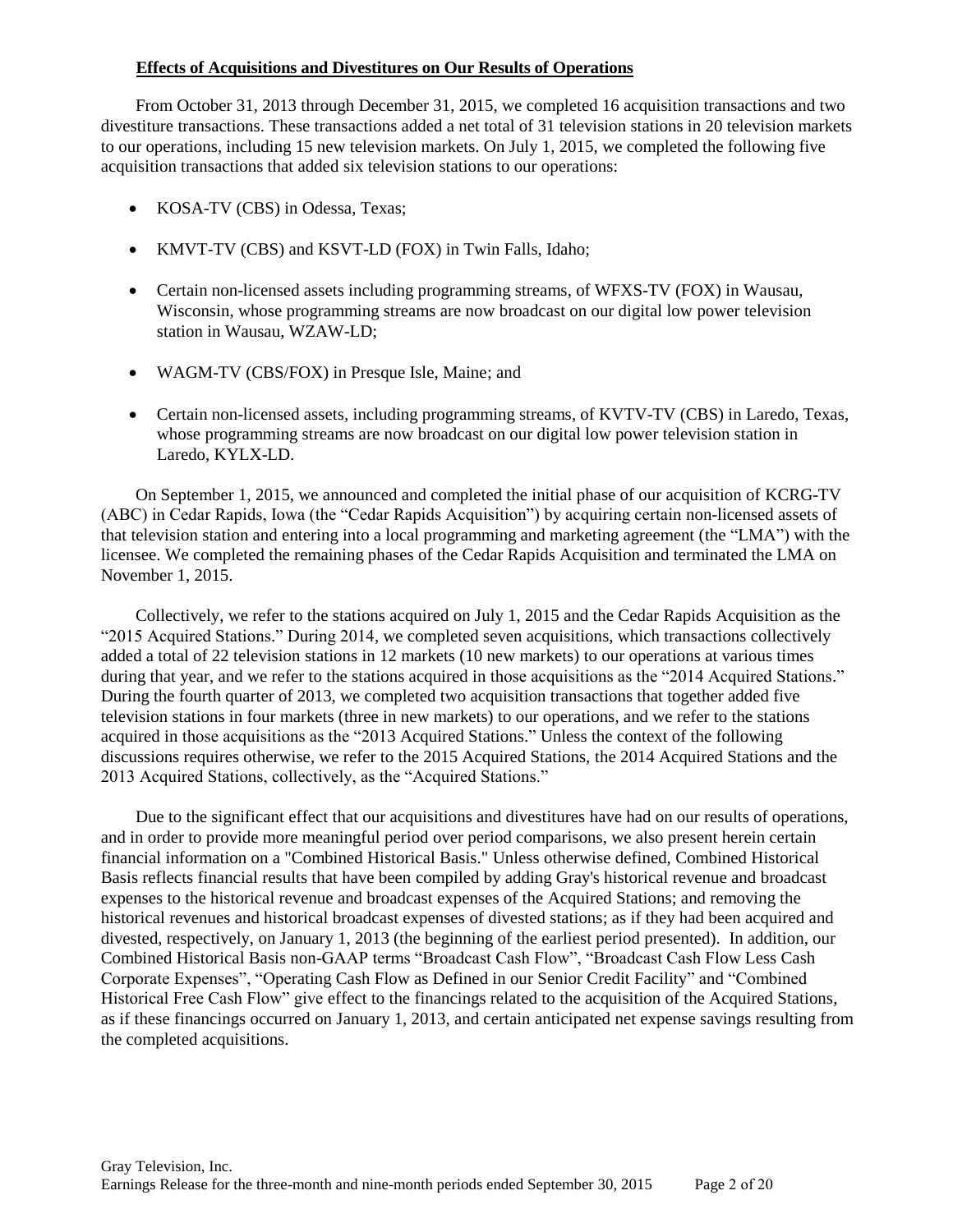**Effects of Acquisitions and Divestitures on Our Results of Operations**

From October 31, 2013 through December 31, 2015, we completed 16 acquisition transactions and two divestiture transactions. These transactions added a net total of 31 television stations in 20 television markets to our operations, including 15 new television markets. On July 1, 2015, we completed the following five acquisition transactions that added six television stations to our operations:

- KOSA-TV (CBS) in Odessa, Texas;
- KMVT-TV (CBS) and KSVT-LD (FOX) in Twin Falls, Idaho;
- Certain non-licensed assets including programming streams, of WFXS-TV (FOX) in Wausau, Wisconsin, whose programming streams are now broadcast on our digital low power television station in Wausau, WZAW-LD;
- WAGM-TV (CBS/FOX) in Presque Isle, Maine; and
- Certain non-licensed assets, including programming streams, of KVTV-TV (CBS) in Laredo, Texas, whose programming streams are now broadcast on our digital low power television station in Laredo, KYLX-LD.

On September 1, 2015, we announced and completed the initial phase of our acquisition of KCRG-TV (ABC) in Cedar Rapids, Iowa (the "Cedar Rapids Acquisition") by acquiring certain non-licensed assets of that television station and entering into a local programming and marketing agreement (the "LMA") with the licensee. We completed the remaining phases of the Cedar Rapids Acquisition and terminated the LMA on November 1, 2015.

Collectively, we refer to the stations acquired on July 1, 2015 and the Cedar Rapids Acquisition as the "2015 Acquired Stations." During 2014, we completed seven acquisitions, which transactions collectively added a total of 22 television stations in 12 markets (10 new markets) to our operations at various times during that year, and we refer to the stations acquired in those acquisitions as the "2014 Acquired Stations." During the fourth quarter of 2013, we completed two acquisition transactions that together added five television stations in four markets (three in new markets) to our operations, and we refer to the stations acquired in those acquisitions as the "2013 Acquired Stations." Unless the context of the following discussions requires otherwise, we refer to the 2015 Acquired Stations, the 2014 Acquired Stations and the 2013 Acquired Stations, collectively, as the "Acquired Stations."

Due to the significant effect that our acquisitions and divestitures have had on our results of operations, and in order to provide more meaningful period over period comparisons, we also present herein certain financial information on a "Combined Historical Basis." Unless otherwise defined, Combined Historical Basis reflects financial results that have been compiled by adding Gray's historical revenue and broadcast expenses to the historical revenue and broadcast expenses of the Acquired Stations; and removing the historical revenues and historical broadcast expenses of divested stations; as if they had been acquired and divested, respectively, on January 1, 2013 (the beginning of the earliest period presented). In addition, our Combined Historical Basis non-GAAP terms "Broadcast Cash Flow", "Broadcast Cash Flow Less Cash Corporate Expenses", "Operating Cash Flow as Defined in our Senior Credit Facility" and "Combined Historical Free Cash Flow" give effect to the financings related to the acquisition of the Acquired Stations, as if these financings occurred on January 1, 2013, and certain anticipated net expense savings resulting from the completed acquisitions.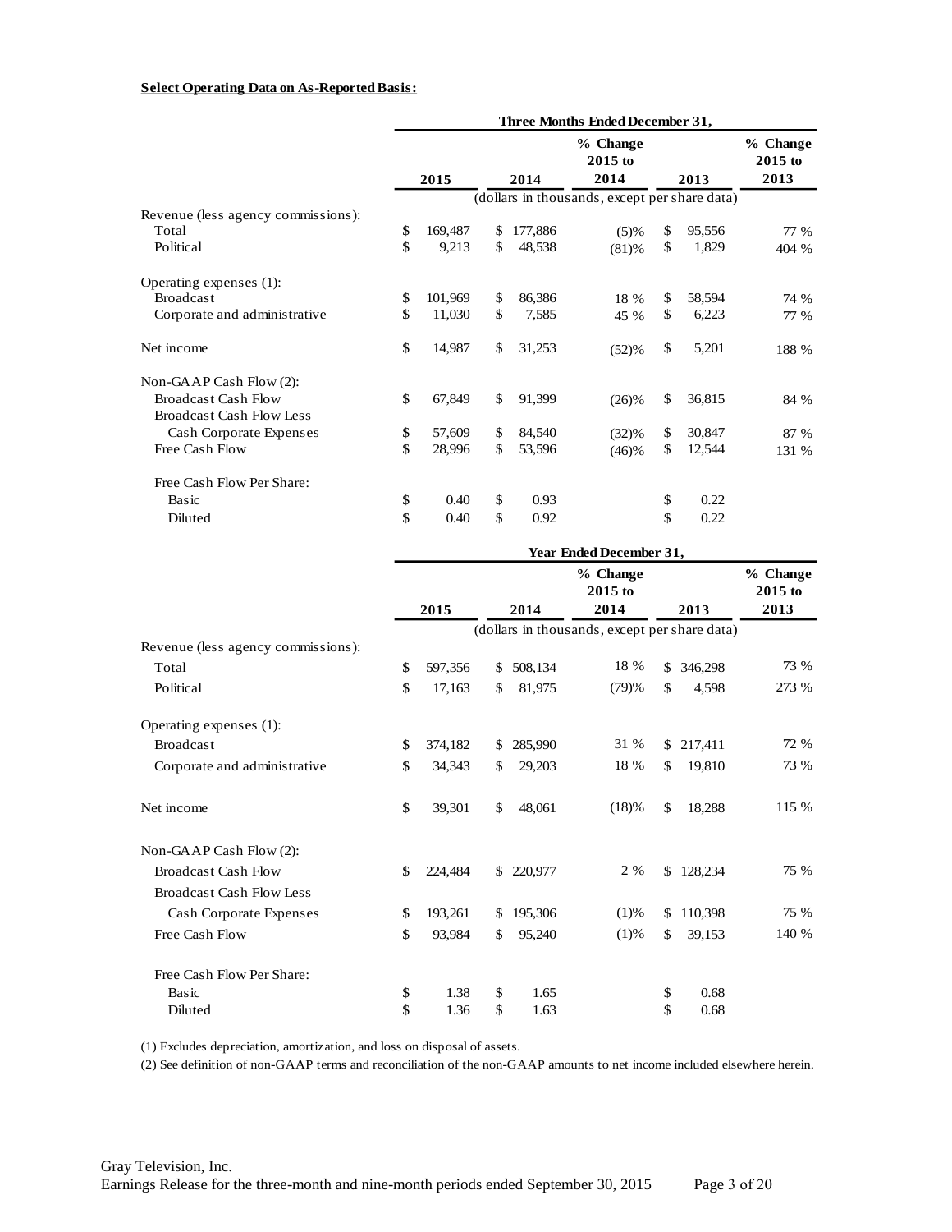**Select Operating Data on As-Reported Basis:**

| | Three Months Ended December 31, | | | | |
|---|---|---|---|---|---|
| | 2015 | 2014 | % Change 2015 to 2014 | 2013 | % Change 2015 to 2013 |
| | (dollars in thousands, except per share data) | | | | |
| Revenue (less agency commissions): | | | | | |
| Total | $ 169,487 | $ 177,886 | (5)% | $ 95,556 | 77 % |
| Political | $ 9,213 | $ 48,538 | (81)% | $ 1,829 | 404 % |
| Operating expenses (1): | | | | | |
| Broadcast | $ 101,969 | $ 86,386 | 18 % | $ 58,594 | 74 % |
| Corporate and administrative | $ 11,030 | $ 7,585 | 45 % | $ 6,223 | 77 % |
| Net income | $ 14,987 | $ 31,253 | (52)% | $ 5,201 | 188 % |
| Non-GAAP Cash Flow (2): | | | | | |
| Broadcast Cash Flow | $ 67,849 | $ 91,399 | (26)% | $ 36,815 | 84 % |
| Broadcast Cash Flow Less Cash Corporate Expenses | $ 57,609 | $ 84,540 | (32)% | $ 30,847 | 87 % |
| Free Cash Flow | $ 28,996 | $ 53,596 | (46)% | $ 12,544 | 131 % |
| Free Cash Flow Per Share: | | | | | |
| Basic | $ 0.40 | $ 0.93 | | $ 0.22 | |
| Diluted | $ 0.40 | $ 0.92 | | $ 0.22 | |

| | Year Ended December 31, | | | | |
|---|---|---|---|---|---|
| | 2015 | 2014 | % Change 2015 to 2014 | 2013 | % Change 2015 to 2013 |
| | (dollars in thousands, except per share data) | | | | |
| Revenue (less agency commissions): | | | | | |
| Total | $ 597,356 | $ 508,134 | 18 % | $ 346,298 | 73 % |
| Political | $ 17,163 | $ 81,975 | (79)% | $ 4,598 | 273 % |
| Operating expenses (1): | | | | | |
| Broadcast | $ 374,182 | $ 285,990 | 31 % | $ 217,411 | 72 % |
| Corporate and administrative | $ 34,343 | $ 29,203 | 18 % | $ 19,810 | 73 % |
| Net income | $ 39,301 | $ 48,061 | (18)% | $ 18,288 | 115 % |
| Non-GAAP Cash Flow (2): | | | | | |
| Broadcast Cash Flow | $ 224,484 | $ 220,977 | 2 % | $ 128,234 | 75 % |
| Broadcast Cash Flow Less Cash Corporate Expenses | $ 193,261 | $ 195,306 | (1)% | $ 110,398 | 75 % |
| Free Cash Flow | $ 93,984 | $ 95,240 | (1)% | $ 39,153 | 140 % |
| Free Cash Flow Per Share: | | | | | |
| Basic | $ 1.38 | $ 1.65 | | $ 0.68 | |
| Diluted | $ 1.36 | $ 1.63 | | $ 0.68 | |

(1) Excludes depreciation, amortization, and loss on disposal of assets.

(2) See definition of non-GAAP terms and reconciliation of the non-GAAP amounts to net income included elsewhere herein.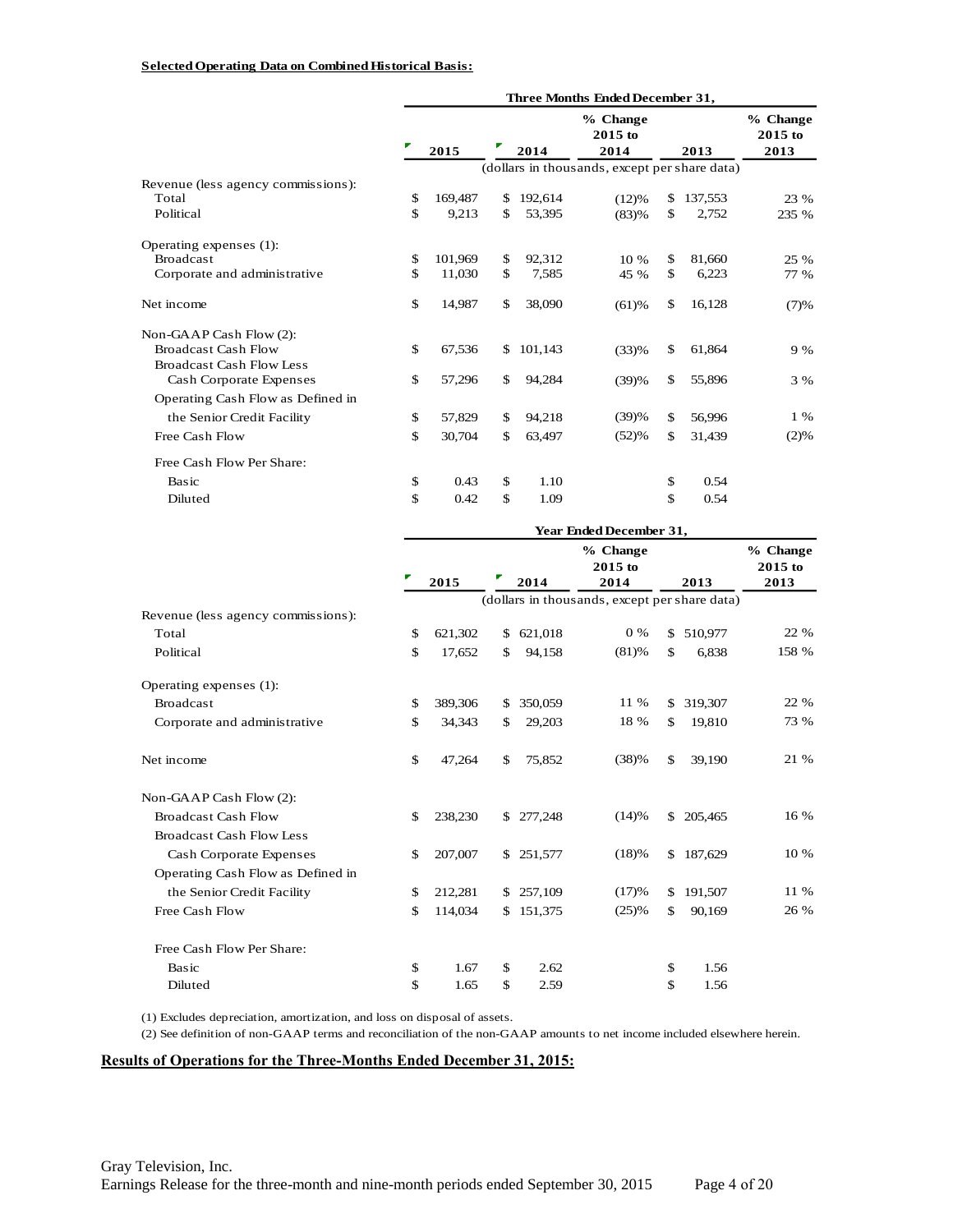**Selected Operating Data on Combined Historical Basis:**

| | Three Months Ended December 31, | | | | |
|---|---|---|---|---|---|
| | 2015 | 2014 | % Change 2015 to 2014 | 2013 | % Change 2015 to 2013 |
| | (dollars in thousands, except per share data) | | | | |
| Revenue (less agency commissions): | | | | | |
| Total | $ 169,487 | $ 192,614 | (12)% | $ 137,553 | 23 % |
| Political | $ 9,213 | $ 53,395 | (83)% | $ 2,752 | 235 % |
| Operating expenses (1): | | | | | |
| Broadcast | $ 101,969 | $ 92,312 | 10 % | $ 81,660 | 25 % |
| Corporate and administrative | $ 11,030 | $ 7,585 | 45 % | $ 6,223 | 77 % |
| Net income | $ 14,987 | $ 38,090 | (61)% | $ 16,128 | (7)% |
| Non-GAAP Cash Flow (2): | | | | | |
| Broadcast Cash Flow | $ 67,536 | $ 101,143 | (33)% | $ 61,864 | 9 % |
| Broadcast Cash Flow Less Cash Corporate Expenses | $ 57,296 | $ 94,284 | (39)% | $ 55,896 | 3 % |
| Operating Cash Flow as Defined in the Senior Credit Facility | $ 57,829 | $ 94,218 | (39)% | $ 56,996 | 1 % |
| Free Cash Flow | $ 30,704 | $ 63,497 | (52)% | $ 31,439 | (2)% |
| Free Cash Flow Per Share: | | | | | |
| Basic | $ 0.43 | $ 1.10 | | $ 0.54 | |
| Diluted | $ 0.42 | $ 1.09 | | $ 0.54 | |

| | Year Ended December 31, | | | | |
|---|---|---|---|---|---|
| | 2015 | 2014 | % Change 2015 to 2014 | 2013 | % Change 2015 to 2013 |
| | (dollars in thousands, except per share data) | | | | |
| Revenue (less agency commissions): | | | | | |
| Total | $ 621,302 | $ 621,018 | 0 % | $ 510,977 | 22 % |
| Political | $ 17,652 | $ 94,158 | (81)% | $ 6,838 | 158 % |
| Operating expenses (1): | | | | | |
| Broadcast | $ 389,306 | $ 350,059 | 11 % | $ 319,307 | 22 % |
| Corporate and administrative | $ 34,343 | $ 29,203 | 18 % | $ 19,810 | 73 % |
| Net income | $ 47,264 | $ 75,852 | (38)% | $ 39,190 | 21 % |
| Non-GAAP Cash Flow (2): | | | | | |
| Broadcast Cash Flow | $ 238,230 | $ 277,248 | (14)% | $ 205,465 | 16 % |
| Broadcast Cash Flow Less Cash Corporate Expenses | $ 207,007 | $ 251,577 | (18)% | $ 187,629 | 10 % |
| Operating Cash Flow as Defined in the Senior Credit Facility | $ 212,281 | $ 257,109 | (17)% | $ 191,507 | 11 % |
| Free Cash Flow | $ 114,034 | $ 151,375 | (25)% | $ 90,169 | 26 % |
| Free Cash Flow Per Share: | | | | | |
| Basic | $ 1.67 | $ 2.62 | | $ 1.56 | |
| Diluted | $ 1.65 | $ 2.59 | | $ 1.56 | |

(1) Excludes depreciation, amortization, and loss on disposal of assets.

(2) See definition of non-GAAP terms and reconciliation of the non-GAAP amounts to net income included elsewhere herein.

## Results of Operations for the Three-Months Ended December 31, 2015: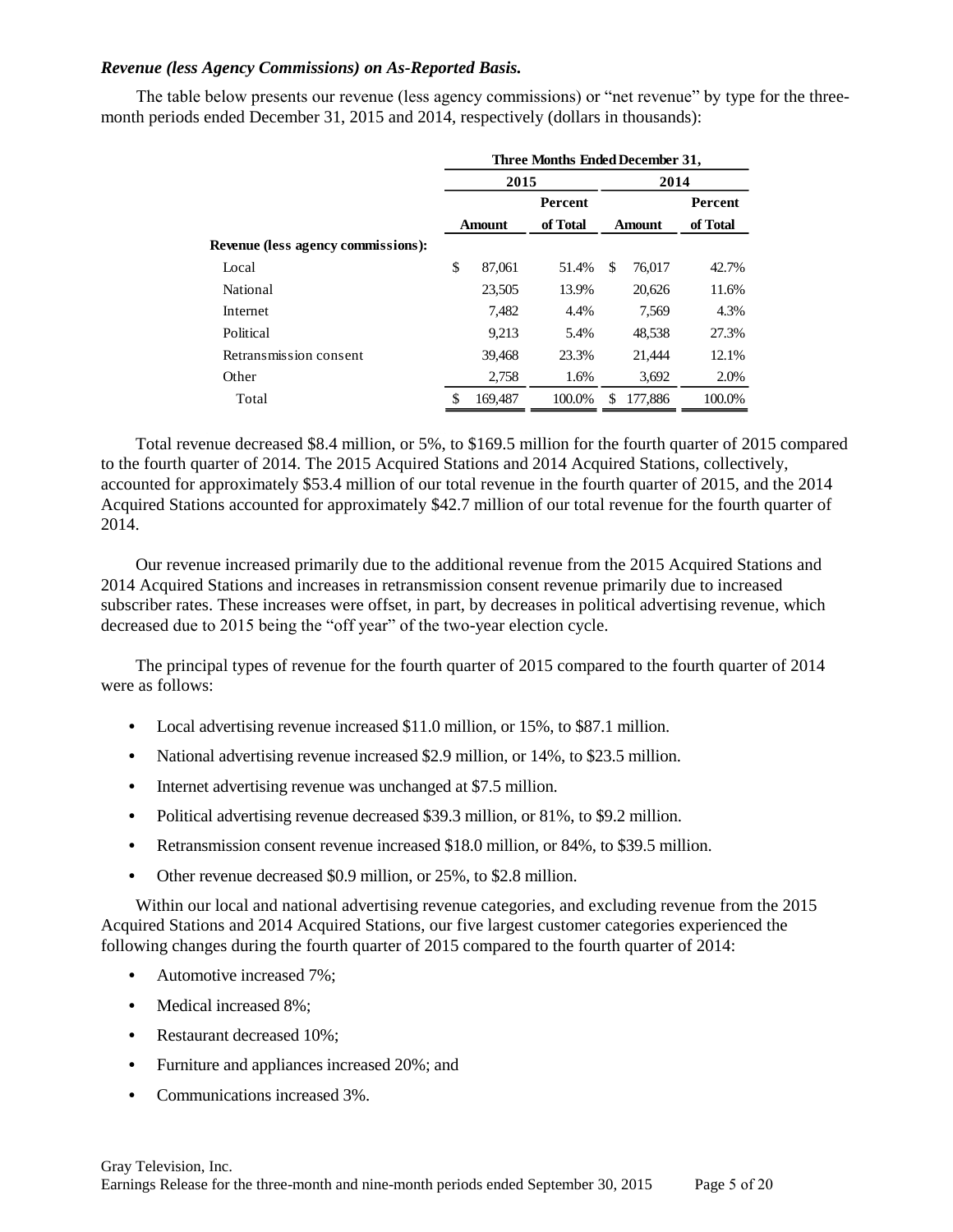***Revenue (less Agency Commissions) on As-Reported Basis.***

The table below presents our revenue (less agency commissions) or "net revenue" by type for the three-month periods ended December 31, 2015 and 2014, respectively (dollars in thousands):

| | Three Months Ended December 31, | | | |
|---|---|---|---|---|
| | 2015 | | 2014 | |
| | Amount | Percent of Total | Amount | Percent of Total |
| **Revenue (less agency commissions):** | | | | |
| Local | $ 87,061 | 51.4% | $ 76,017 | 42.7% |
| National | 23,505 | 13.9% | 20,626 | 11.6% |
| Internet | 7,482 | 4.4% | 7,569 | 4.3% |
| Political | 9,213 | 5.4% | 48,538 | 27.3% |
| Retransmission consent | 39,468 | 23.3% | 21,444 | 12.1% |
| Other | 2,758 | 1.6% | 3,692 | 2.0% |
| Total | $ 169,487 | 100.0% | $ 177,886 | 100.0% |

Total revenue decreased $8.4 million, or 5%, to $169.5 million for the fourth quarter of 2015 compared to the fourth quarter of 2014. The 2015 Acquired Stations and 2014 Acquired Stations, collectively, accounted for approximately $53.4 million of our total revenue in the fourth quarter of 2015, and the 2014 Acquired Stations accounted for approximately $42.7 million of our total revenue for the fourth quarter of 2014.

Our revenue increased primarily due to the additional revenue from the 2015 Acquired Stations and 2014 Acquired Stations and increases in retransmission consent revenue primarily due to increased subscriber rates. These increases were offset, in part, by decreases in political advertising revenue, which decreased due to 2015 being the "off year" of the two-year election cycle.

The principal types of revenue for the fourth quarter of 2015 compared to the fourth quarter of 2014 were as follows:

- Local advertising revenue increased $11.0 million, or 15%, to $87.1 million.
- National advertising revenue increased $2.9 million, or 14%, to $23.5 million.
- Internet advertising revenue was unchanged at $7.5 million.
- Political advertising revenue decreased $39.3 million, or 81%, to $9.2 million.
- Retransmission consent revenue increased $18.0 million, or 84%, to $39.5 million.
- Other revenue decreased $0.9 million, or 25%, to $2.8 million.

Within our local and national advertising revenue categories, and excluding revenue from the 2015 Acquired Stations and 2014 Acquired Stations, our five largest customer categories experienced the following changes during the fourth quarter of 2015 compared to the fourth quarter of 2014:

- Automotive increased 7%;
- Medical increased 8%;
- Restaurant decreased 10%;
- Furniture and appliances increased 20%; and
- Communications increased 3%.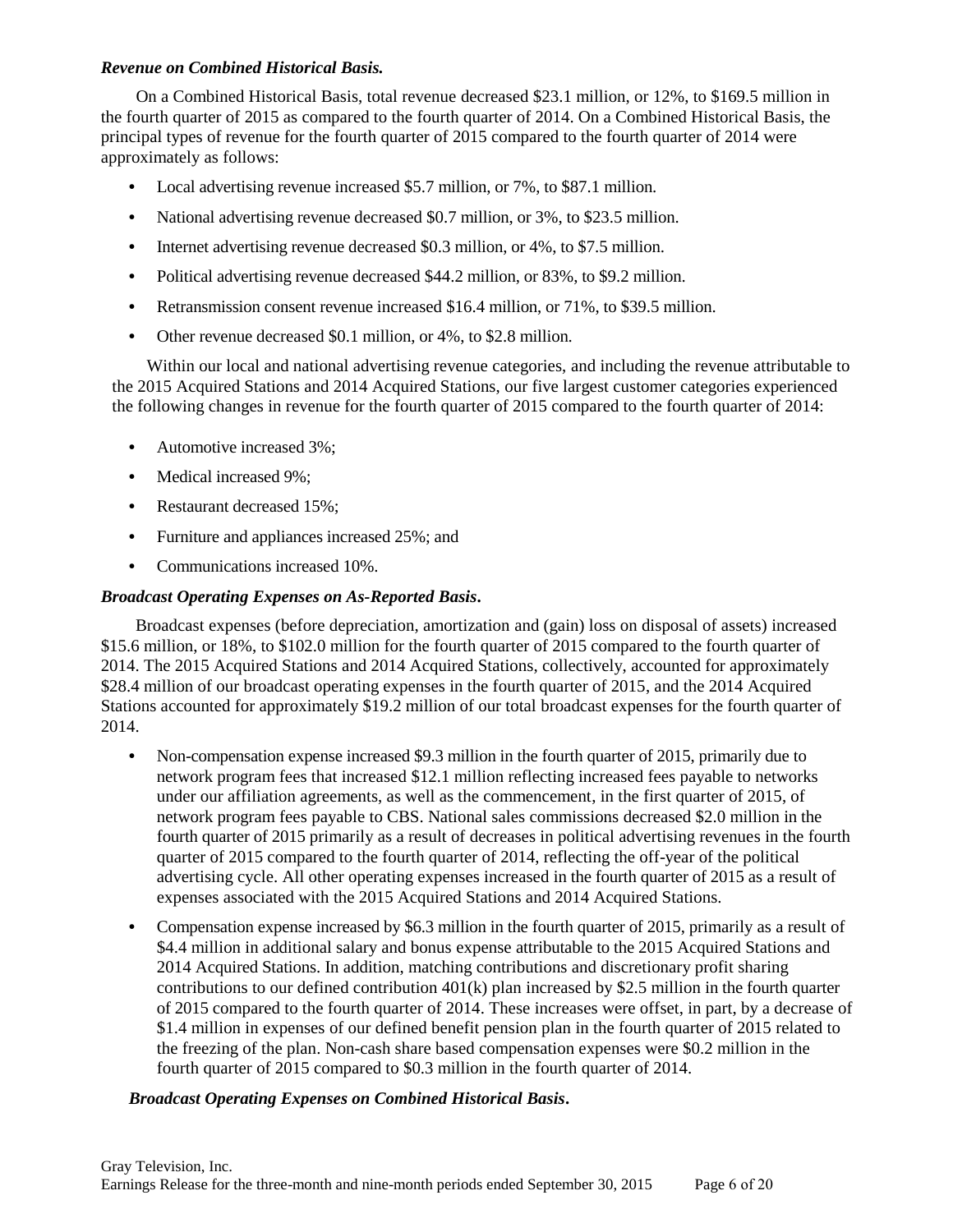***Revenue on Combined Historical Basis.***

On a Combined Historical Basis, total revenue decreased $23.1 million, or 12%, to $169.5 million in the fourth quarter of 2015 as compared to the fourth quarter of 2014. On a Combined Historical Basis, the principal types of revenue for the fourth quarter of 2015 compared to the fourth quarter of 2014 were approximately as follows:

- Local advertising revenue increased $5.7 million, or 7%, to $87.1 million.
- National advertising revenue decreased $0.7 million, or 3%, to $23.5 million.
- Internet advertising revenue decreased $0.3 million, or 4%, to $7.5 million.
- Political advertising revenue decreased $44.2 million, or 83%, to $9.2 million.
- Retransmission consent revenue increased $16.4 million, or 71%, to $39.5 million.
- Other revenue decreased $0.1 million, or 4%, to $2.8 million.

Within our local and national advertising revenue categories, and including the revenue attributable to the 2015 Acquired Stations and 2014 Acquired Stations, our five largest customer categories experienced the following changes in revenue for the fourth quarter of 2015 compared to the fourth quarter of 2014:

- Automotive increased 3%;
- Medical increased 9%;
- Restaurant decreased 15%;
- Furniture and appliances increased 25%; and
- Communications increased 10%.

***Broadcast Operating Expenses on As-Reported Basis.***

Broadcast expenses (before depreciation, amortization and (gain) loss on disposal of assets) increased $15.6 million, or 18%, to $102.0 million for the fourth quarter of 2015 compared to the fourth quarter of 2014. The 2015 Acquired Stations and 2014 Acquired Stations, collectively, accounted for approximately $28.4 million of our broadcast operating expenses in the fourth quarter of 2015, and the 2014 Acquired Stations accounted for approximately $19.2 million of our total broadcast expenses for the fourth quarter of 2014.

- Non-compensation expense increased $9.3 million in the fourth quarter of 2015, primarily due to network program fees that increased $12.1 million reflecting increased fees payable to networks under our affiliation agreements, as well as the commencement, in the first quarter of 2015, of network program fees payable to CBS. National sales commissions decreased $2.0 million in the fourth quarter of 2015 primarily as a result of decreases in political advertising revenues in the fourth quarter of 2015 compared to the fourth quarter of 2014, reflecting the off-year of the political advertising cycle. All other operating expenses increased in the fourth quarter of 2015 as a result of expenses associated with the 2015 Acquired Stations and 2014 Acquired Stations.
- Compensation expense increased by $6.3 million in the fourth quarter of 2015, primarily as a result of $4.4 million in additional salary and bonus expense attributable to the 2015 Acquired Stations and 2014 Acquired Stations. In addition, matching contributions and discretionary profit sharing contributions to our defined contribution 401(k) plan increased by $2.5 million in the fourth quarter of 2015 compared to the fourth quarter of 2014. These increases were offset, in part, by a decrease of $1.4 million in expenses of our defined benefit pension plan in the fourth quarter of 2015 related to the freezing of the plan. Non-cash share based compensation expenses were $0.2 million in the fourth quarter of 2015 compared to $0.3 million in the fourth quarter of 2014.

***Broadcast Operating Expenses on Combined Historical Basis.***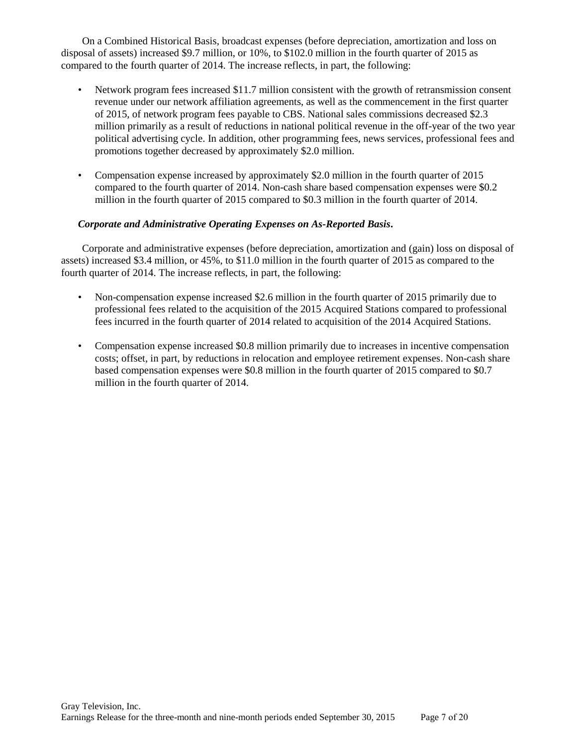On a Combined Historical Basis, broadcast expenses (before depreciation, amortization and loss on disposal of assets) increased $9.7 million, or 10%, to $102.0 million in the fourth quarter of 2015 as compared to the fourth quarter of 2014. The increase reflects, in part, the following:

- Network program fees increased $11.7 million consistent with the growth of retransmission consent revenue under our network affiliation agreements, as well as the commencement in the first quarter of 2015, of network program fees payable to CBS. National sales commissions decreased $2.3 million primarily as a result of reductions in national political revenue in the off-year of the two year political advertising cycle. In addition, other programming fees, news services, professional fees and promotions together decreased by approximately $2.0 million.

- Compensation expense increased by approximately $2.0 million in the fourth quarter of 2015 compared to the fourth quarter of 2014. Non-cash share based compensation expenses were $0.2 million in the fourth quarter of 2015 compared to $0.3 million in the fourth quarter of 2014.

***Corporate and Administrative Operating Expenses on As-Reported Basis.***

Corporate and administrative expenses (before depreciation, amortization and (gain) loss on disposal of assets) increased $3.4 million, or 45%, to $11.0 million in the fourth quarter of 2015 as compared to the fourth quarter of 2014. The increase reflects, in part, the following:

- Non-compensation expense increased $2.6 million in the fourth quarter of 2015 primarily due to professional fees related to the acquisition of the 2015 Acquired Stations compared to professional fees incurred in the fourth quarter of 2014 related to acquisition of the 2014 Acquired Stations.

- Compensation expense increased $0.8 million primarily due to increases in incentive compensation costs; offset, in part, by reductions in relocation and employee retirement expenses. Non-cash share based compensation expenses were $0.8 million in the fourth quarter of 2015 compared to $0.7 million in the fourth quarter of 2014.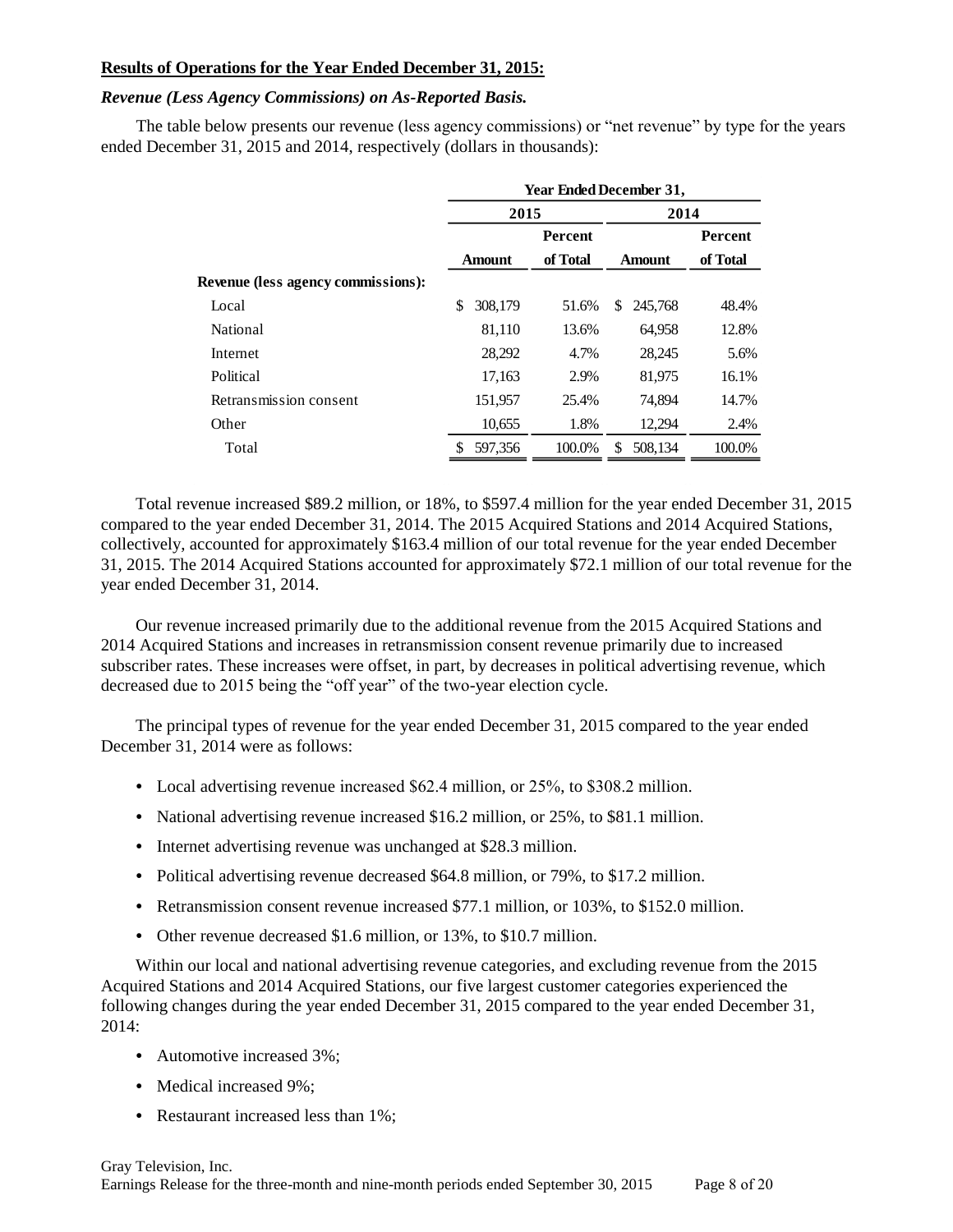**Results of Operations for the Year Ended December 31, 2015:**

***Revenue (Less Agency Commissions) on As-Reported Basis.***

The table below presents our revenue (less agency commissions) or "net revenue" by type for the years ended December 31, 2015 and 2014, respectively (dollars in thousands):

| | Year Ended December 31, | | | |
|---|---|---|---|---|
| | 2015 | | 2014 | |
| | Amount | Percent of Total | Amount | Percent of Total |
| **Revenue (less agency commissions):** | | | | |
| Local | $ 308,179 | 51.6% | $ 245,768 | 48.4% |
| National | 81,110 | 13.6% | 64,958 | 12.8% |
| Internet | 28,292 | 4.7% | 28,245 | 5.6% |
| Political | 17,163 | 2.9% | 81,975 | 16.1% |
| Retransmission consent | 151,957 | 25.4% | 74,894 | 14.7% |
| Other | 10,655 | 1.8% | 12,294 | 2.4% |
| Total | $ 597,356 | 100.0% | $ 508,134 | 100.0% |

Total revenue increased $89.2 million, or 18%, to $597.4 million for the year ended December 31, 2015 compared to the year ended December 31, 2014. The 2015 Acquired Stations and 2014 Acquired Stations, collectively, accounted for approximately $163.4 million of our total revenue for the year ended December 31, 2015. The 2014 Acquired Stations accounted for approximately $72.1 million of our total revenue for the year ended December 31, 2014.

Our revenue increased primarily due to the additional revenue from the 2015 Acquired Stations and 2014 Acquired Stations and increases in retransmission consent revenue primarily due to increased subscriber rates. These increases were offset, in part, by decreases in political advertising revenue, which decreased due to 2015 being the "off year" of the two-year election cycle.

The principal types of revenue for the year ended December 31, 2015 compared to the year ended December 31, 2014 were as follows:

- Local advertising revenue increased $62.4 million, or 25%, to $308.2 million.
- National advertising revenue increased $16.2 million, or 25%, to $81.1 million.
- Internet advertising revenue was unchanged at $28.3 million.
- Political advertising revenue decreased $64.8 million, or 79%, to $17.2 million.
- Retransmission consent revenue increased $77.1 million, or 103%, to $152.0 million.
- Other revenue decreased $1.6 million, or 13%, to $10.7 million.

Within our local and national advertising revenue categories, and excluding revenue from the 2015 Acquired Stations and 2014 Acquired Stations, our five largest customer categories experienced the following changes during the year ended December 31, 2015 compared to the year ended December 31, 2014:

- Automotive increased 3%;
- Medical increased 9%;
- Restaurant increased less than 1%;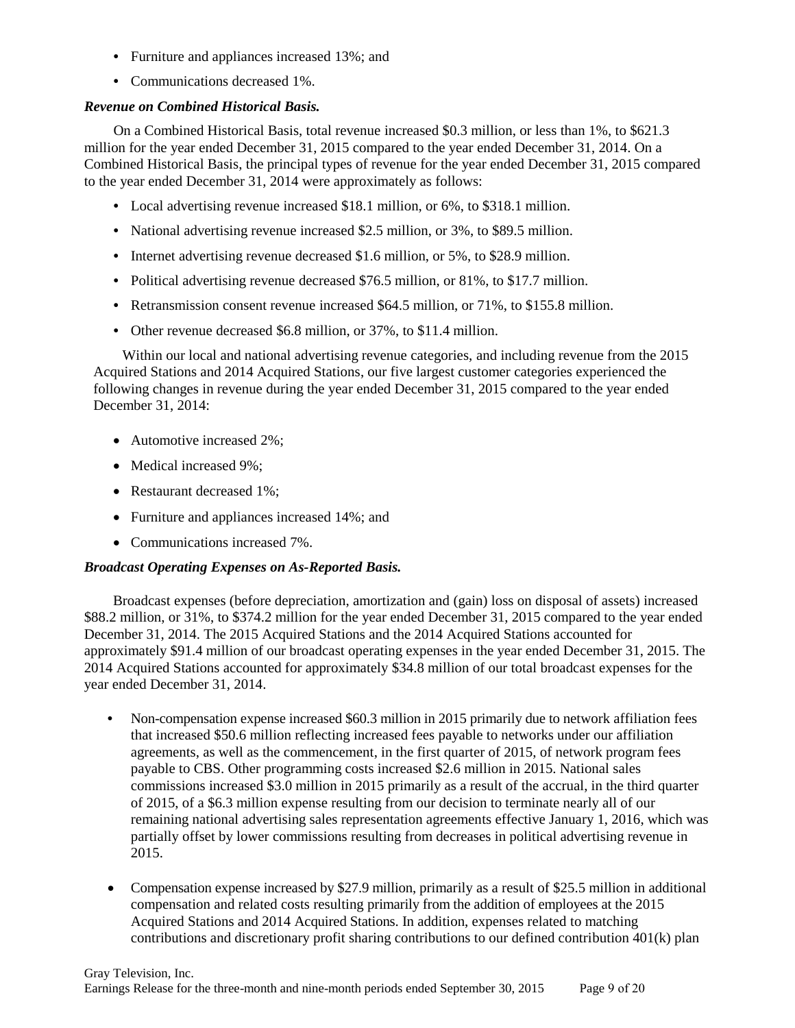- Furniture and appliances increased 13%; and
- Communications decreased 1%.

***Revenue on Combined Historical Basis.***

On a Combined Historical Basis, total revenue increased $0.3 million, or less than 1%, to $621.3 million for the year ended December 31, 2015 compared to the year ended December 31, 2014. On a Combined Historical Basis, the principal types of revenue for the year ended December 31, 2015 compared to the year ended December 31, 2014 were approximately as follows:

- Local advertising revenue increased $18.1 million, or 6%, to $318.1 million.
- National advertising revenue increased $2.5 million, or 3%, to $89.5 million.
- Internet advertising revenue decreased $1.6 million, or 5%, to $28.9 million.
- Political advertising revenue decreased $76.5 million, or 81%, to $17.7 million.
- Retransmission consent revenue increased $64.5 million, or 71%, to $155.8 million.
- Other revenue decreased $6.8 million, or 37%, to $11.4 million.

Within our local and national advertising revenue categories, and including revenue from the 2015 Acquired Stations and 2014 Acquired Stations, our five largest customer categories experienced the following changes in revenue during the year ended December 31, 2015 compared to the year ended December 31, 2014:

- Automotive increased 2%;
- Medical increased 9%;
- Restaurant decreased 1%;
- Furniture and appliances increased 14%; and
- Communications increased 7%.

***Broadcast Operating Expenses on As-Reported Basis.***

Broadcast expenses (before depreciation, amortization and (gain) loss on disposal of assets) increased $88.2 million, or 31%, to $374.2 million for the year ended December 31, 2015 compared to the year ended December 31, 2014. The 2015 Acquired Stations and the 2014 Acquired Stations accounted for approximately $91.4 million of our broadcast operating expenses in the year ended December 31, 2015. The 2014 Acquired Stations accounted for approximately $34.8 million of our total broadcast expenses for the year ended December 31, 2014.

- Non-compensation expense increased $60.3 million in 2015 primarily due to network affiliation fees that increased $50.6 million reflecting increased fees payable to networks under our affiliation agreements, as well as the commencement, in the first quarter of 2015, of network program fees payable to CBS. Other programming costs increased $2.6 million in 2015. National sales commissions increased $3.0 million in 2015 primarily as a result of the accrual, in the third quarter of 2015, of a $6.3 million expense resulting from our decision to terminate nearly all of our remaining national advertising sales representation agreements effective January 1, 2016, which was partially offset by lower commissions resulting from decreases in political advertising revenue in 2015.

- Compensation expense increased by $27.9 million, primarily as a result of $25.5 million in additional compensation and related costs resulting primarily from the addition of employees at the 2015 Acquired Stations and 2014 Acquired Stations. In addition, expenses related to matching contributions and discretionary profit sharing contributions to our defined contribution 401(k) plan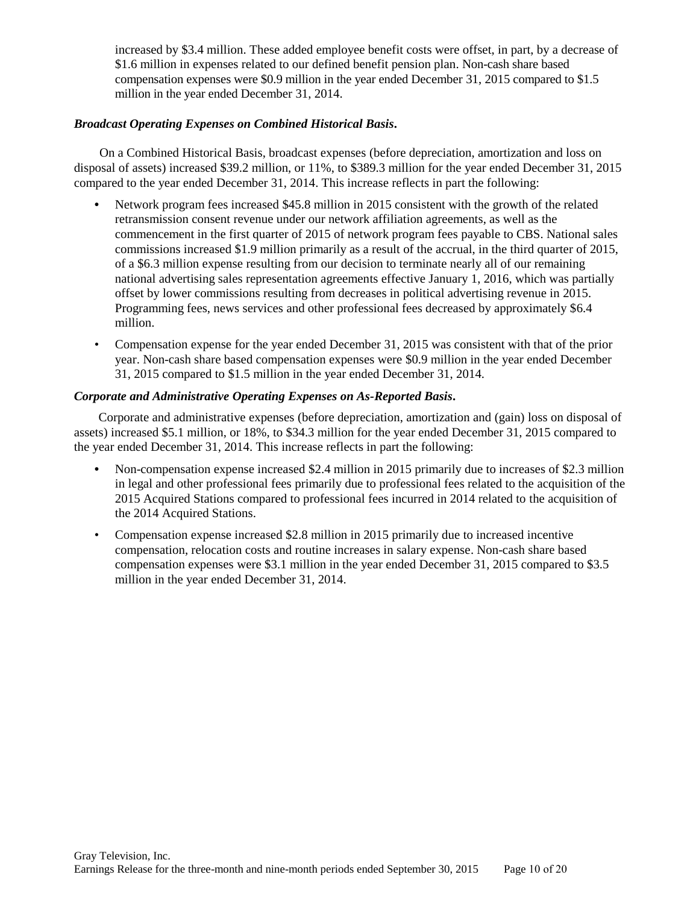increased by $3.4 million. These added employee benefit costs were offset, in part, by a decrease of $1.6 million in expenses related to our defined benefit pension plan. Non-cash share based compensation expenses were $0.9 million in the year ended December 31, 2015 compared to $1.5 million in the year ended December 31, 2014.

***Broadcast Operating Expenses on Combined Historical Basis*.**

On a Combined Historical Basis, broadcast expenses (before depreciation, amortization and loss on disposal of assets) increased $39.2 million, or 11%, to $389.3 million for the year ended December 31, 2015 compared to the year ended December 31, 2014. This increase reflects in part the following:

- Network program fees increased $45.8 million in 2015 consistent with the growth of the related retransmission consent revenue under our network affiliation agreements, as well as the commencement in the first quarter of 2015 of network program fees payable to CBS. National sales commissions increased $1.9 million primarily as a result of the accrual, in the third quarter of 2015, of a $6.3 million expense resulting from our decision to terminate nearly all of our remaining national advertising sales representation agreements effective January 1, 2016, which was partially offset by lower commissions resulting from decreases in political advertising revenue in 2015. Programming fees, news services and other professional fees decreased by approximately $6.4 million.
- Compensation expense for the year ended December 31, 2015 was consistent with that of the prior year. Non-cash share based compensation expenses were $0.9 million in the year ended December 31, 2015 compared to $1.5 million in the year ended December 31, 2014.

***Corporate and Administrative Operating Expenses on As-Reported Basis*.**

Corporate and administrative expenses (before depreciation, amortization and (gain) loss on disposal of assets) increased $5.1 million, or 18%, to $34.3 million for the year ended December 31, 2015 compared to the year ended December 31, 2014. This increase reflects in part the following:

- Non-compensation expense increased $2.4 million in 2015 primarily due to increases of $2.3 million in legal and other professional fees primarily due to professional fees related to the acquisition of the 2015 Acquired Stations compared to professional fees incurred in 2014 related to the acquisition of the 2014 Acquired Stations.
- Compensation expense increased $2.8 million in 2015 primarily due to increased incentive compensation, relocation costs and routine increases in salary expense. Non-cash share based compensation expenses were $3.1 million in the year ended December 31, 2015 compared to $3.5 million in the year ended December 31, 2014.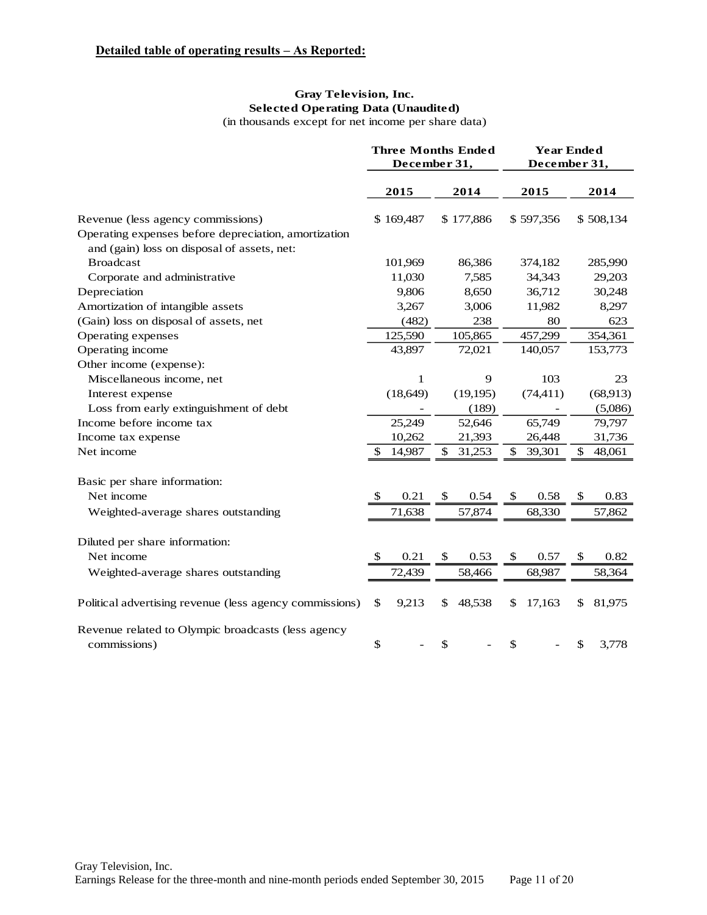**Detailed table of operating results – As Reported:**

**Gray Television, Inc.**
**Selected Operating Data (Unaudited)**
(in thousands except for net income per share data)

| | Three Months Ended December 31, | | Year Ended December 31, | |
|---|---|---|---|---|
| | 2015 | 2014 | 2015 | 2014 |
| Revenue (less agency commissions) | $ 169,487 | $ 177,886 | $ 597,356 | $ 508,134 |
| Operating expenses before depreciation, amortization and (gain) loss on disposal of assets, net: | | | | |
| Broadcast | 101,969 | 86,386 | 374,182 | 285,990 |
| Corporate and administrative | 11,030 | 7,585 | 34,343 | 29,203 |
| Depreciation | 9,806 | 8,650 | 36,712 | 30,248 |
| Amortization of intangible assets | 3,267 | 3,006 | 11,982 | 8,297 |
| (Gain) loss on disposal of assets, net | (482) | 238 | 80 | 623 |
| Operating expenses | 125,590 | 105,865 | 457,299 | 354,361 |
| Operating income | 43,897 | 72,021 | 140,057 | 153,773 |
| Other income (expense): | | | | |
| Miscellaneous income, net | 1 | 9 | 103 | 23 |
| Interest expense | (18,649) | (19,195) | (74,411) | (68,913) |
| Loss from early extinguishment of debt | - | (189) | - | (5,086) |
| Income before income tax | 25,249 | 52,646 | 65,749 | 79,797 |
| Income tax expense | 10,262 | 21,393 | 26,448 | 31,736 |
| Net income | $ 14,987 | $ 31,253 | $ 39,301 | $ 48,061 |
| | | | | |
| Basic per share information: | | | | |
| Net income | $ 0.21 | $ 0.54 | $ 0.58 | $ 0.83 |
| Weighted-average shares outstanding | 71,638 | 57,874 | 68,330 | 57,862 |
| | | | | |
| Diluted per share information: | | | | |
| Net income | $ 0.21 | $ 0.53 | $ 0.57 | $ 0.82 |
| Weighted-average shares outstanding | 72,439 | 58,466 | 68,987 | 58,364 |
| | | | | |
| Political advertising revenue (less agency commissions) | $ 9,213 | $ 48,538 | $ 17,163 | $ 81,975 |
| | | | | |
| Revenue related to Olympic broadcasts (less agency commissions) | $ - | $ - | $ - | $ 3,778 |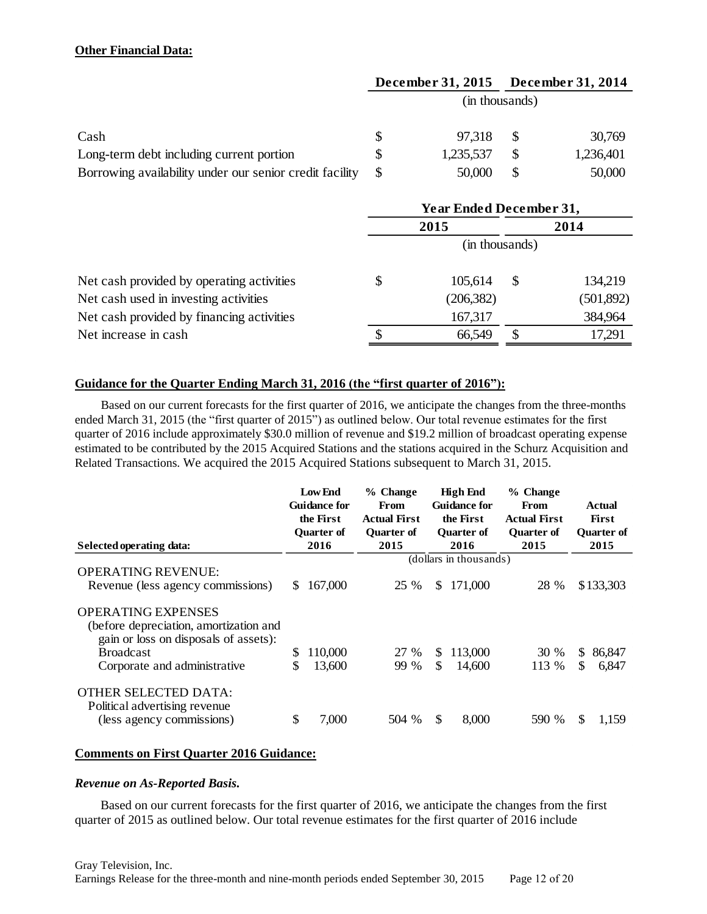**Other Financial Data:**

| | December 31, 2015 | December 31, 2014 |
|---|---|---|
| | (in thousands) | |
| Cash | $ 97,318 | $ 30,769 |
| Long-term debt including current portion | $ 1,235,537 | $ 1,236,401 |
| Borrowing availability under our senior credit facility | $ 50,000 | $ 50,000 |

| | Year Ended December 31, | |
|---|---|---|
| | 2015 | 2014 |
| | (in thousands) | |
| Net cash provided by operating activities | $ 105,614 | $ 134,219 |
| Net cash used in investing activities | (206,382) | (501,892) |
| Net cash provided by financing activities | 167,317 | 384,964 |
| Net increase in cash | $ 66,549 | $ 17,291 |

**Guidance for the Quarter Ending March 31, 2016 (the "first quarter of 2016"):**

Based on our current forecasts for the first quarter of 2016, we anticipate the changes from the three-months ended March 31, 2015 (the "first quarter of 2015") as outlined below. Our total revenue estimates for the first quarter of 2016 include approximately $30.0 million of revenue and $19.2 million of broadcast operating expense estimated to be contributed by the 2015 Acquired Stations and the stations acquired in the Schurz Acquisition and Related Transactions. We acquired the 2015 Acquired Stations subsequent to March 31, 2015.

| Selected operating data: | Low End Guidance for the First Quarter of 2016 | % Change From Actual First Quarter of 2015 | High End Guidance for the First Quarter of 2016 | % Change From Actual First Quarter of 2015 | Actual First Quarter of 2015 |
|---|---|---|---|---|---|
| | (dollars in thousands) | | | | |
| OPERATING REVENUE: | | | | | |
| Revenue (less agency commissions) | $ 167,000 | 25 % | $ 171,000 | 28 % | $133,303 |
| OPERATING EXPENSES (before depreciation, amortization and gain or loss on disposals of assets): | | | | | |
| Broadcast | $ 110,000 | 27 % | $ 113,000 | 30 % | $ 86,847 |
| Corporate and administrative | $ 13,600 | 99 % | $ 14,600 | 113 % | $ 6,847 |
| OTHER SELECTED DATA: | | | | | |
| Political advertising revenue (less agency commissions) | $ 7,000 | 504 % | $ 8,000 | 590 % | $ 1,159 |

**Comments on First Quarter 2016 Guidance:**

***Revenue on As-Reported Basis.***

Based on our current forecasts for the first quarter of 2016, we anticipate the changes from the first quarter of 2015 as outlined below. Our total revenue estimates for the first quarter of 2016 include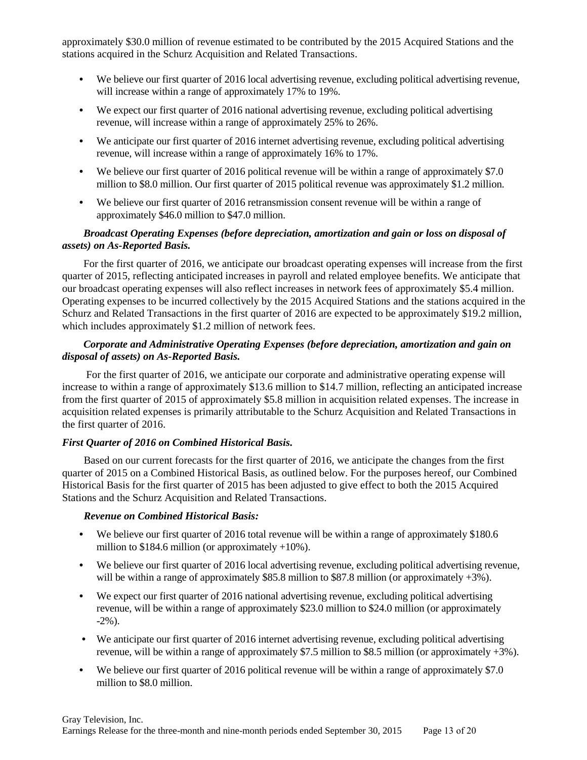approximately $30.0 million of revenue estimated to be contributed by the 2015 Acquired Stations and the stations acquired in the Schurz Acquisition and Related Transactions.

- We believe our first quarter of 2016 local advertising revenue, excluding political advertising revenue, will increase within a range of approximately 17% to 19%.
- We expect our first quarter of 2016 national advertising revenue, excluding political advertising revenue, will increase within a range of approximately 25% to 26%.
- We anticipate our first quarter of 2016 internet advertising revenue, excluding political advertising revenue, will increase within a range of approximately 16% to 17%.
- We believe our first quarter of 2016 political revenue will be within a range of approximately $7.0 million to $8.0 million. Our first quarter of 2015 political revenue was approximately $1.2 million.
- We believe our first quarter of 2016 retransmission consent revenue will be within a range of approximately $46.0 million to $47.0 million.

***Broadcast Operating Expenses (before depreciation, amortization and gain or loss on disposal of assets) on As-Reported Basis.***

For the first quarter of 2016, we anticipate our broadcast operating expenses will increase from the first quarter of 2015, reflecting anticipated increases in payroll and related employee benefits. We anticipate that our broadcast operating expenses will also reflect increases in network fees of approximately $5.4 million. Operating expenses to be incurred collectively by the 2015 Acquired Stations and the stations acquired in the Schurz and Related Transactions in the first quarter of 2016 are expected to be approximately $19.2 million, which includes approximately $1.2 million of network fees.

***Corporate and Administrative Operating Expenses (before depreciation, amortization and gain on disposal of assets) on As-Reported Basis.***

For the first quarter of 2016, we anticipate our corporate and administrative operating expense will increase to within a range of approximately $13.6 million to $14.7 million, reflecting an anticipated increase from the first quarter of 2015 of approximately $5.8 million in acquisition related expenses. The increase in acquisition related expenses is primarily attributable to the Schurz Acquisition and Related Transactions in the first quarter of 2016.

***First Quarter of 2016 on Combined Historical Basis.***

Based on our current forecasts for the first quarter of 2016, we anticipate the changes from the first quarter of 2015 on a Combined Historical Basis, as outlined below. For the purposes hereof, our Combined Historical Basis for the first quarter of 2015 has been adjusted to give effect to both the 2015 Acquired Stations and the Schurz Acquisition and Related Transactions.

***Revenue on Combined Historical Basis:***

- We believe our first quarter of 2016 total revenue will be within a range of approximately $180.6 million to $184.6 million (or approximately +10%).
- We believe our first quarter of 2016 local advertising revenue, excluding political advertising revenue, will be within a range of approximately $85.8 million to $87.8 million (or approximately +3%).
- We expect our first quarter of 2016 national advertising revenue, excluding political advertising revenue, will be within a range of approximately $23.0 million to $24.0 million (or approximately -2%).
- We anticipate our first quarter of 2016 internet advertising revenue, excluding political advertising revenue, will be within a range of approximately $7.5 million to $8.5 million (or approximately +3%).
- We believe our first quarter of 2016 political revenue will be within a range of approximately $7.0 million to $8.0 million.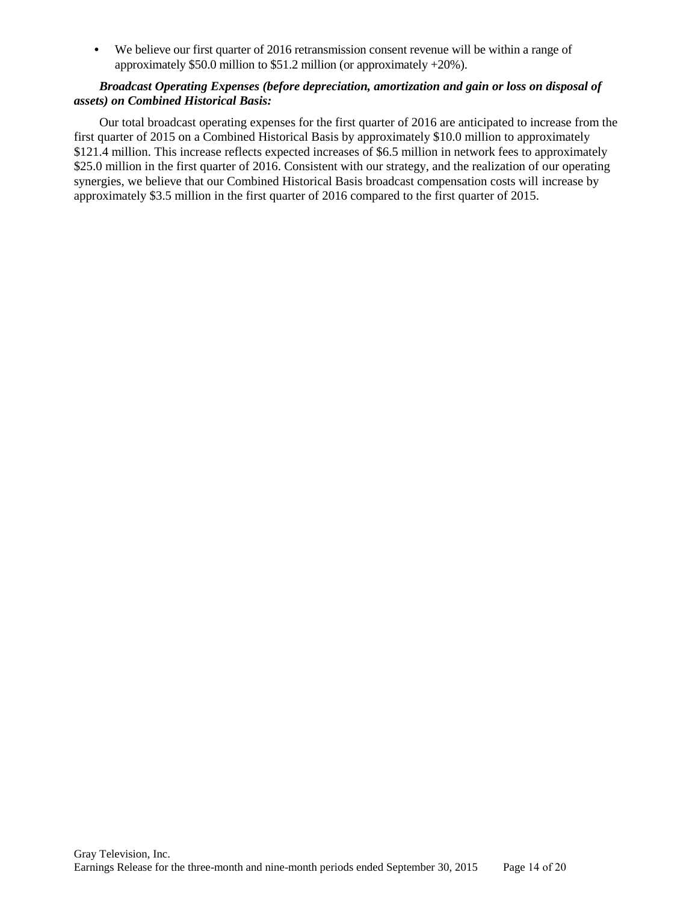- We believe our first quarter of 2016 retransmission consent revenue will be within a range of approximately $50.0 million to $51.2 million (or approximately +20%).

***Broadcast Operating Expenses (before depreciation, amortization and gain or loss on disposal of assets) on Combined Historical Basis:***

Our total broadcast operating expenses for the first quarter of 2016 are anticipated to increase from the first quarter of 2015 on a Combined Historical Basis by approximately $10.0 million to approximately $121.4 million. This increase reflects expected increases of $6.5 million in network fees to approximately $25.0 million in the first quarter of 2016. Consistent with our strategy, and the realization of our operating synergies, we believe that our Combined Historical Basis broadcast compensation costs will increase by approximately $3.5 million in the first quarter of 2016 compared to the first quarter of 2015.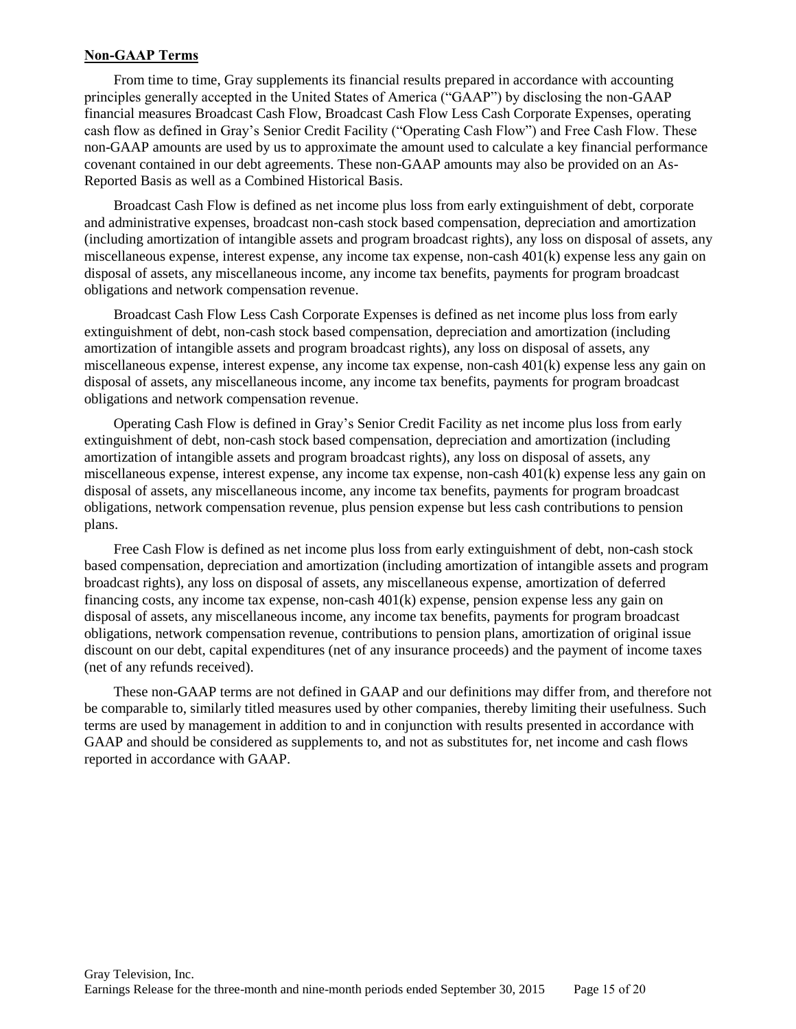## **Non-GAAP Terms**

From time to time, Gray supplements its financial results prepared in accordance with accounting principles generally accepted in the United States of America ("GAAP") by disclosing the non-GAAP financial measures Broadcast Cash Flow, Broadcast Cash Flow Less Cash Corporate Expenses, operating cash flow as defined in Gray's Senior Credit Facility ("Operating Cash Flow") and Free Cash Flow. These non-GAAP amounts are used by us to approximate the amount used to calculate a key financial performance covenant contained in our debt agreements. These non-GAAP amounts may also be provided on an As-Reported Basis as well as a Combined Historical Basis.

Broadcast Cash Flow is defined as net income plus loss from early extinguishment of debt, corporate and administrative expenses, broadcast non-cash stock based compensation, depreciation and amortization (including amortization of intangible assets and program broadcast rights), any loss on disposal of assets, any miscellaneous expense, interest expense, any income tax expense, non-cash 401(k) expense less any gain on disposal of assets, any miscellaneous income, any income tax benefits, payments for program broadcast obligations and network compensation revenue.

Broadcast Cash Flow Less Cash Corporate Expenses is defined as net income plus loss from early extinguishment of debt, non-cash stock based compensation, depreciation and amortization (including amortization of intangible assets and program broadcast rights), any loss on disposal of assets, any miscellaneous expense, interest expense, any income tax expense, non-cash 401(k) expense less any gain on disposal of assets, any miscellaneous income, any income tax benefits, payments for program broadcast obligations and network compensation revenue.

Operating Cash Flow is defined in Gray's Senior Credit Facility as net income plus loss from early extinguishment of debt, non-cash stock based compensation, depreciation and amortization (including amortization of intangible assets and program broadcast rights), any loss on disposal of assets, any miscellaneous expense, interest expense, any income tax expense, non-cash 401(k) expense less any gain on disposal of assets, any miscellaneous income, any income tax benefits, payments for program broadcast obligations, network compensation revenue, plus pension expense but less cash contributions to pension plans.

Free Cash Flow is defined as net income plus loss from early extinguishment of debt, non-cash stock based compensation, depreciation and amortization (including amortization of intangible assets and program broadcast rights), any loss on disposal of assets, any miscellaneous expense, amortization of deferred financing costs, any income tax expense, non-cash 401(k) expense, pension expense less any gain on disposal of assets, any miscellaneous income, any income tax benefits, payments for program broadcast obligations, network compensation revenue, contributions to pension plans, amortization of original issue discount on our debt, capital expenditures (net of any insurance proceeds) and the payment of income taxes (net of any refunds received).

These non-GAAP terms are not defined in GAAP and our definitions may differ from, and therefore not be comparable to, similarly titled measures used by other companies, thereby limiting their usefulness. Such terms are used by management in addition to and in conjunction with results presented in accordance with GAAP and should be considered as supplements to, and not as substitutes for, net income and cash flows reported in accordance with GAAP.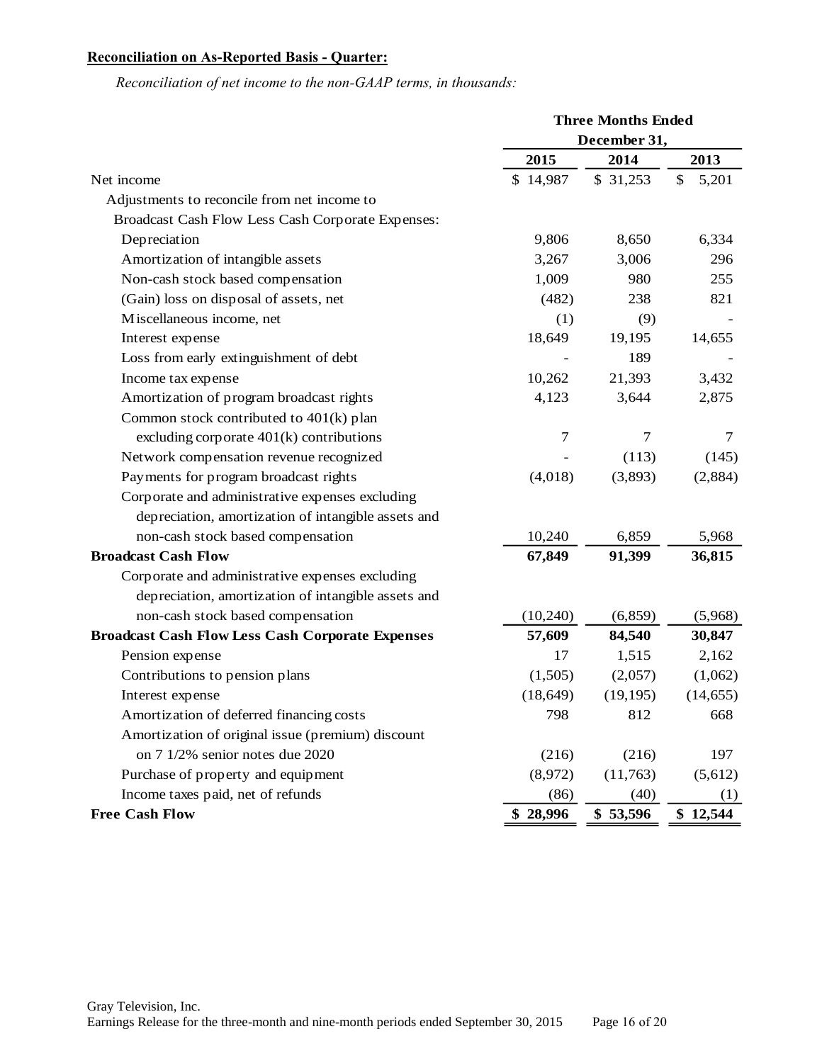**Reconciliation on As-Reported Basis - Quarter:**

*Reconciliation of net income to the non-GAAP terms, in thousands:*

| | Three Months Ended December 31, | | |
|---|---|---|---|
| | 2015 | 2014 | 2013 |
| Net income | $ 14,987 | $ 31,253 | $ 5,201 |
| Adjustments to reconcile from net income to | | | |
| Broadcast Cash Flow Less Cash Corporate Expenses: | | | |
| Depreciation | 9,806 | 8,650 | 6,334 |
| Amortization of intangible assets | 3,267 | 3,006 | 296 |
| Non-cash stock based compensation | 1,009 | 980 | 255 |
| (Gain) loss on disposal of assets, net | (482) | 238 | 821 |
| Miscellaneous income, net | (1) | (9) | - |
| Interest expense | 18,649 | 19,195 | 14,655 |
| Loss from early extinguishment of debt | - | 189 | - |
| Income tax expense | 10,262 | 21,393 | 3,432 |
| Amortization of program broadcast rights | 4,123 | 3,644 | 2,875 |
| Common stock contributed to 401(k) plan excluding corporate 401(k) contributions | 7 | 7 | 7 |
| Network compensation revenue recognized | - | (113) | (145) |
| Payments for program broadcast rights | (4,018) | (3,893) | (2,884) |
| Corporate and administrative expenses excluding depreciation, amortization of intangible assets and non-cash stock based compensation | 10,240 | 6,859 | 5,968 |
| **Broadcast Cash Flow** | **67,849** | **91,399** | **36,815** |
| Corporate and administrative expenses excluding depreciation, amortization of intangible assets and non-cash stock based compensation | (10,240) | (6,859) | (5,968) |
| **Broadcast Cash Flow Less Cash Corporate Expenses** | **57,609** | **84,540** | **30,847** |
| Pension expense | 17 | 1,515 | 2,162 |
| Contributions to pension plans | (1,505) | (2,057) | (1,062) |
| Interest expense | (18,649) | (19,195) | (14,655) |
| Amortization of deferred financing costs | 798 | 812 | 668 |
| Amortization of original issue (premium) discount on 7 1/2% senior notes due 2020 | (216) | (216) | 197 |
| Purchase of property and equipment | (8,972) | (11,763) | (5,612) |
| Income taxes paid, net of refunds | (86) | (40) | (1) |
| **Free Cash Flow** | **$ 28,996** | **$ 53,596** | **$ 12,544** |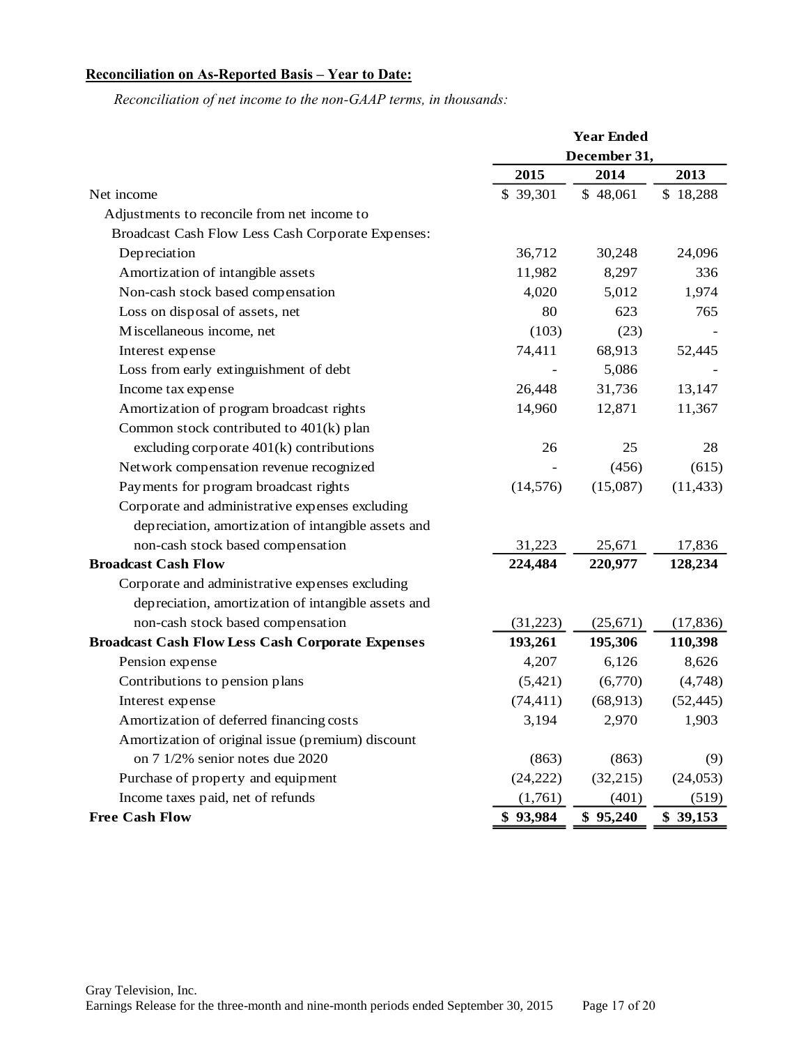**Reconciliation on As-Reported Basis – Year to Date:**

*Reconciliation of net income to the non-GAAP terms, in thousands:*

| | Year Ended December 31, | | |
|---|---|---|---|
| | 2015 | 2014 | 2013 |
| Net income | $ 39,301 | $ 48,061 | $ 18,288 |
| Adjustments to reconcile from net income to Broadcast Cash Flow Less Cash Corporate Expenses: | | | |
| Depreciation | 36,712 | 30,248 | 24,096 |
| Amortization of intangible assets | 11,982 | 8,297 | 336 |
| Non-cash stock based compensation | 4,020 | 5,012 | 1,974 |
| Loss on disposal of assets, net | 80 | 623 | 765 |
| Miscellaneous income, net | (103) | (23) | - |
| Interest expense | 74,411 | 68,913 | 52,445 |
| Loss from early extinguishment of debt | - | 5,086 | - |
| Income tax expense | 26,448 | 31,736 | 13,147 |
| Amortization of program broadcast rights | 14,960 | 12,871 | 11,367 |
| Common stock contributed to 401(k) plan excluding corporate 401(k) contributions | 26 | 25 | 28 |
| Network compensation revenue recognized | - | (456) | (615) |
| Payments for program broadcast rights | (14,576) | (15,087) | (11,433) |
| Corporate and administrative expenses excluding depreciation, amortization of intangible assets and non-cash stock based compensation | 31,223 | 25,671 | 17,836 |
| **Broadcast Cash Flow** | **224,484** | **220,977** | **128,234** |
| Corporate and administrative expenses excluding depreciation, amortization of intangible assets and non-cash stock based compensation | (31,223) | (25,671) | (17,836) |
| **Broadcast Cash Flow Less Cash Corporate Expenses** | **193,261** | **195,306** | **110,398** |
| Pension expense | 4,207 | 6,126 | 8,626 |
| Contributions to pension plans | (5,421) | (6,770) | (4,748) |
| Interest expense | (74,411) | (68,913) | (52,445) |
| Amortization of deferred financing costs | 3,194 | 2,970 | 1,903 |
| Amortization of original issue (premium) discount on 7 1/2% senior notes due 2020 | (863) | (863) | (9) |
| Purchase of property and equipment | (24,222) | (32,215) | (24,053) |
| Income taxes paid, net of refunds | (1,761) | (401) | (519) |
| **Free Cash Flow** | **$ 93,984** | **$ 95,240** | **$ 39,153** |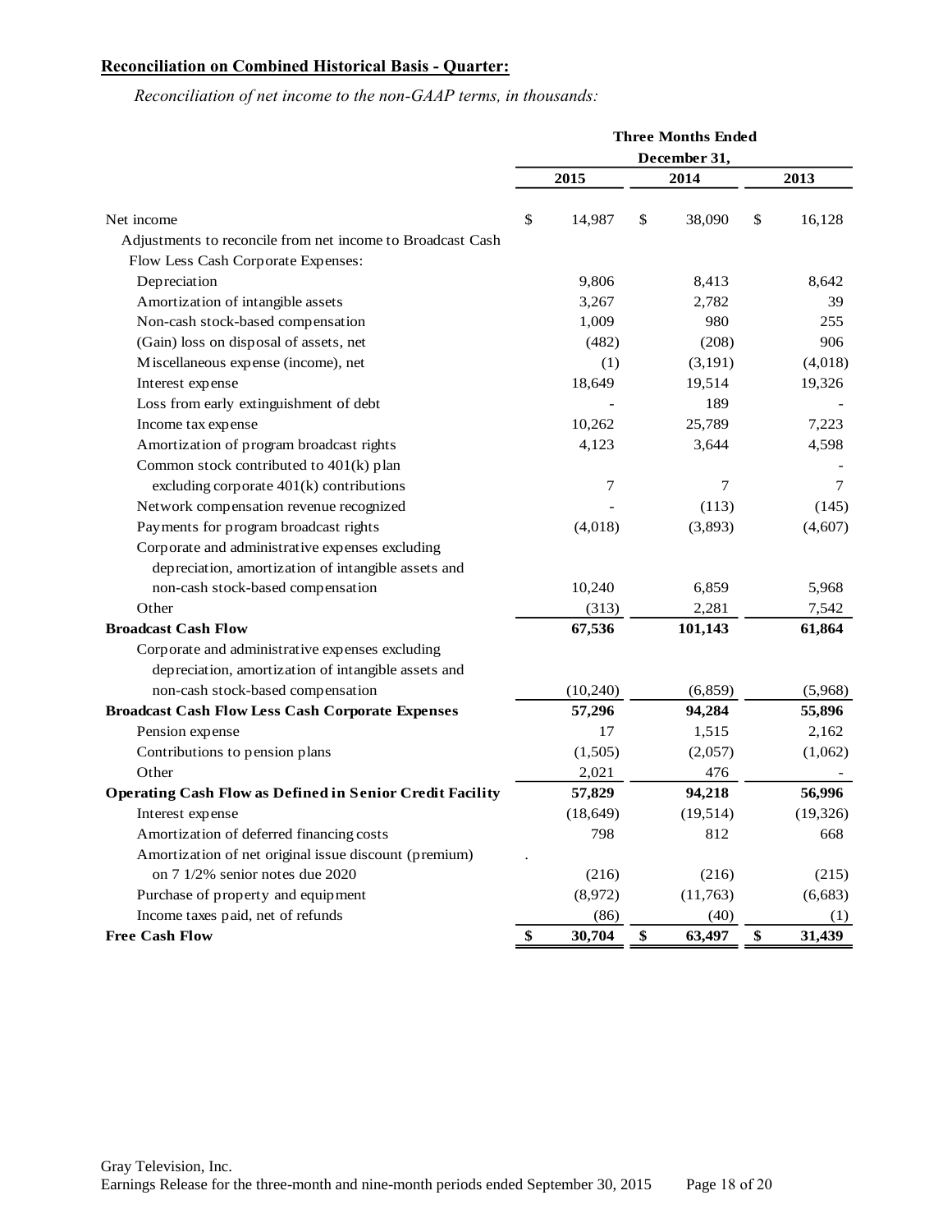**Reconciliation on Combined Historical Basis - Quarter:**

*Reconciliation of net income to the non-GAAP terms, in thousands:*

| | Three Months Ended December 31, | | |
|---|---|---|---|
| | 2015 | 2014 | 2013 |
| Net income | $ 14,987 | $ 38,090 | $ 16,128 |
| Adjustments to reconcile from net income to Broadcast Cash Flow Less Cash Corporate Expenses: | | | |
| Depreciation | 9,806 | 8,413 | 8,642 |
| Amortization of intangible assets | 3,267 | 2,782 | 39 |
| Non-cash stock-based compensation | 1,009 | 980 | 255 |
| (Gain) loss on disposal of assets, net | (482) | (208) | 906 |
| Miscellaneous expense (income), net | (1) | (3,191) | (4,018) |
| Interest expense | 18,649 | 19,514 | 19,326 |
| Loss from early extinguishment of debt | - | 189 | - |
| Income tax expense | 10,262 | 25,789 | 7,223 |
| Amortization of program broadcast rights | 4,123 | 3,644 | 4,598 |
| Common stock contributed to 401(k) plan excluding corporate 401(k) contributions | 7 | 7 | 7 |
| Network compensation revenue recognized | - | (113) | (145) |
| Payments for program broadcast rights | (4,018) | (3,893) | (4,607) |
| Corporate and administrative expenses excluding depreciation, amortization of intangible assets and non-cash stock-based compensation | 10,240 | 6,859 | 5,968 |
| Other | (313) | 2,281 | 7,542 |
| **Broadcast Cash Flow** | **67,536** | **101,143** | **61,864** |
| Corporate and administrative expenses excluding depreciation, amortization of intangible assets and non-cash stock-based compensation | (10,240) | (6,859) | (5,968) |
| **Broadcast Cash Flow Less Cash Corporate Expenses** | **57,296** | **94,284** | **55,896** |
| Pension expense | 17 | 1,515 | 2,162 |
| Contributions to pension plans | (1,505) | (2,057) | (1,062) |
| Other | 2,021 | 476 | - |
| **Operating Cash Flow as Defined in Senior Credit Facility** | **57,829** | **94,218** | **56,996** |
| Interest expense | (18,649) | (19,514) | (19,326) |
| Amortization of deferred financing costs | 798 | 812 | 668 |
| Amortization of net original issue discount (premium) on 7 1/2% senior notes due 2020 | (216) | (216) | (215) |
| Purchase of property and equipment | (8,972) | (11,763) | (6,683) |
| Income taxes paid, net of refunds | (86) | (40) | (1) |
| **Free Cash Flow** | **$ 30,704** | **$ 63,497** | **$ 31,439** |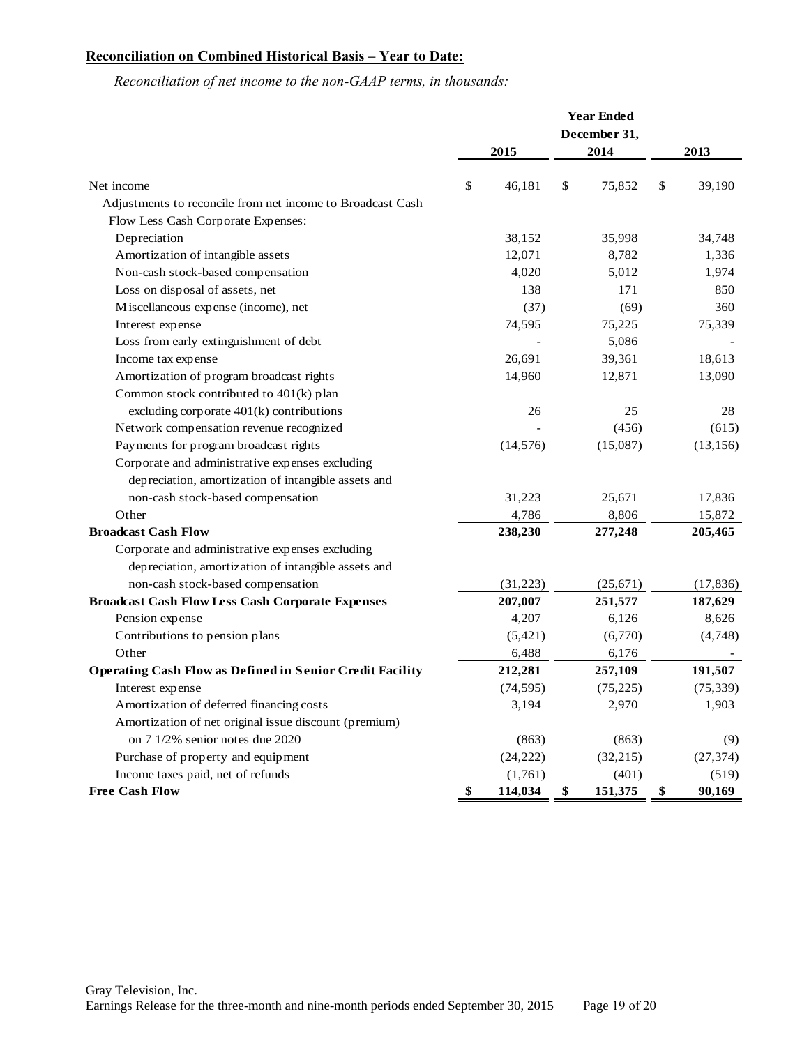**Reconciliation on Combined Historical Basis – Year to Date:**

*Reconciliation of net income to the non-GAAP terms, in thousands:*

| | Year Ended December 31, | | |
|---|---|---|---|
| | 2015 | 2014 | 2013 |
| Net income | $ 46,181 | $ 75,852 | $ 39,190 |
| Adjustments to reconcile from net income to Broadcast Cash Flow Less Cash Corporate Expenses: | | | |
| Depreciation | 38,152 | 35,998 | 34,748 |
| Amortization of intangible assets | 12,071 | 8,782 | 1,336 |
| Non-cash stock-based compensation | 4,020 | 5,012 | 1,974 |
| Loss on disposal of assets, net | 138 | 171 | 850 |
| Miscellaneous expense (income), net | (37) | (69) | 360 |
| Interest expense | 74,595 | 75,225 | 75,339 |
| Loss from early extinguishment of debt | - | 5,086 | - |
| Income tax expense | 26,691 | 39,361 | 18,613 |
| Amortization of program broadcast rights | 14,960 | 12,871 | 13,090 |
| Common stock contributed to 401(k) plan excluding corporate 401(k) contributions | 26 | 25 | 28 |
| Network compensation revenue recognized | - | (456) | (615) |
| Payments for program broadcast rights | (14,576) | (15,087) | (13,156) |
| Corporate and administrative expenses excluding depreciation, amortization of intangible assets and non-cash stock-based compensation | 31,223 | 25,671 | 17,836 |
| Other | 4,786 | 8,806 | 15,872 |
| **Broadcast Cash Flow** | **238,230** | **277,248** | **205,465** |
| Corporate and administrative expenses excluding depreciation, amortization of intangible assets and non-cash stock-based compensation | (31,223) | (25,671) | (17,836) |
| **Broadcast Cash Flow Less Cash Corporate Expenses** | **207,007** | **251,577** | **187,629** |
| Pension expense | 4,207 | 6,126 | 8,626 |
| Contributions to pension plans | (5,421) | (6,770) | (4,748) |
| Other | 6,488 | 6,176 | - |
| **Operating Cash Flow as Defined in Senior Credit Facility** | **212,281** | **257,109** | **191,507** |
| Interest expense | (74,595) | (75,225) | (75,339) |
| Amortization of deferred financing costs | 3,194 | 2,970 | 1,903 |
| Amortization of net original issue discount (premium) on 7 1/2% senior notes due 2020 | (863) | (863) | (9) |
| Purchase of property and equipment | (24,222) | (32,215) | (27,374) |
| Income taxes paid, net of refunds | (1,761) | (401) | (519) |
| **Free Cash Flow** | **$ 114,034** | **$ 151,375** | **$ 90,169** |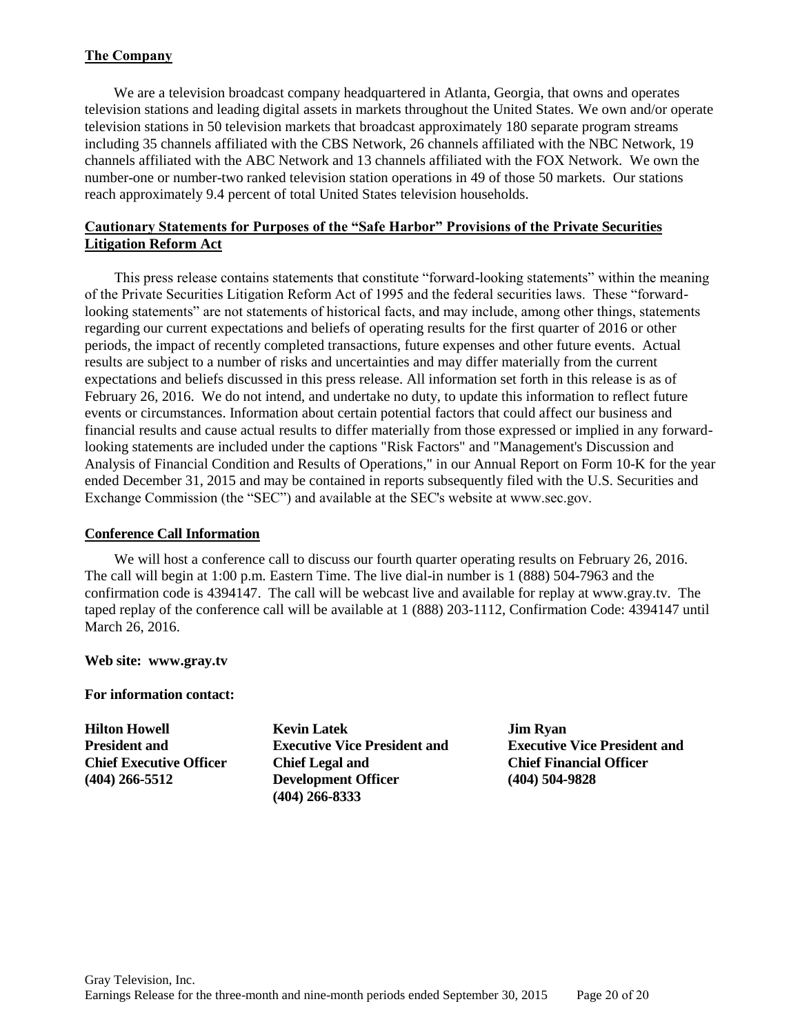## The Company

We are a television broadcast company headquartered in Atlanta, Georgia, that owns and operates television stations and leading digital assets in markets throughout the United States. We own and/or operate television stations in 50 television markets that broadcast approximately 180 separate program streams including 35 channels affiliated with the CBS Network, 26 channels affiliated with the NBC Network, 19 channels affiliated with the ABC Network and 13 channels affiliated with the FOX Network. We own the number-one or number-two ranked television station operations in 49 of those 50 markets. Our stations reach approximately 9.4 percent of total United States television households.

## Cautionary Statements for Purposes of the "Safe Harbor" Provisions of the Private Securities Litigation Reform Act

This press release contains statements that constitute "forward-looking statements" within the meaning of the Private Securities Litigation Reform Act of 1995 and the federal securities laws. These "forward-looking statements" are not statements of historical facts, and may include, among other things, statements regarding our current expectations and beliefs of operating results for the first quarter of 2016 or other periods, the impact of recently completed transactions, future expenses and other future events. Actual results are subject to a number of risks and uncertainties and may differ materially from the current expectations and beliefs discussed in this press release. All information set forth in this release is as of February 26, 2016. We do not intend, and undertake no duty, to update this information to reflect future events or circumstances. Information about certain potential factors that could affect our business and financial results and cause actual results to differ materially from those expressed or implied in any forward-looking statements are included under the captions "Risk Factors" and "Management's Discussion and Analysis of Financial Condition and Results of Operations," in our Annual Report on Form 10-K for the year ended December 31, 2015 and may be contained in reports subsequently filed with the U.S. Securities and Exchange Commission (the "SEC") and available at the SEC's website at www.sec.gov.

## Conference Call Information

We will host a conference call to discuss our fourth quarter operating results on February 26, 2016. The call will begin at 1:00 p.m. Eastern Time. The live dial-in number is 1 (888) 504-7963 and the confirmation code is 4394147. The call will be webcast live and available for replay at www.gray.tv. The taped replay of the conference call will be available at 1 (888) 203-1112, Confirmation Code: 4394147 until March 26, 2016.

**Web site: www.gray.tv**

**For information contact:**

**Hilton Howell**
**President and**
**Chief Executive Officer**
**(404) 266-5512**

**Kevin Latek**
**Executive Vice President and**
**Chief Legal and**
**Development Officer**
**(404) 266-8333**

**Jim Ryan**
**Executive Vice President and**
**Chief Financial Officer**
**(404) 504-9828**